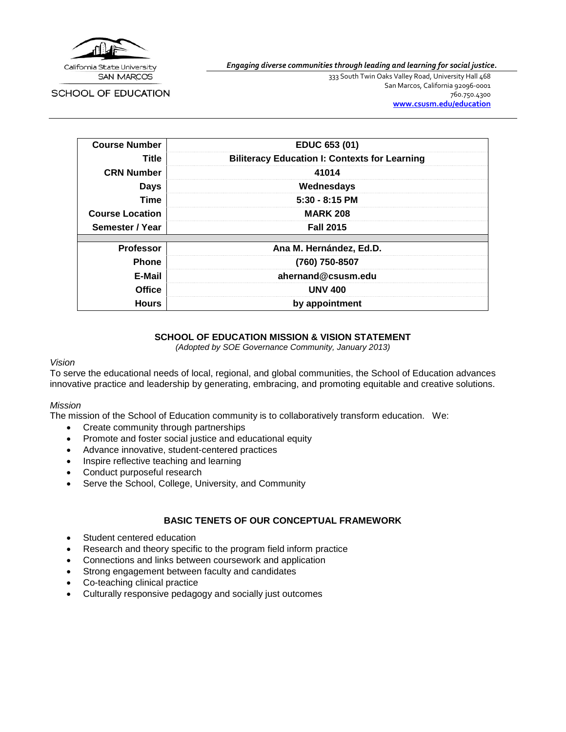California State University
SAN MARCOS

SCHOOL OF EDUCATION

***Engaging diverse communities through leading and learning for social justice.***

333 South Twin Oaks Valley Road, University Hall 468
San Marcos, California 92096-0001
760.750.4300
**www.csusm.edu/education**

| | |
|---|---|
| **Course Number** | **EDUC 653 (01)** |
| **Title** | **Biliteracy Education I: Contexts for Learning** |
| **CRN Number** | **41014** |
| **Days** | **Wednesdays** |
| **Time** | **5:30 - 8:15 PM** |
| **Course Location** | **MARK 208** |
| **Semester / Year** | **Fall 2015** |
| | |
| **Professor** | **Ana M. Hernández, Ed.D.** |
| **Phone** | **(760) 750-8507** |
| **E-Mail** | **ahernand@csusm.edu** |
| **Office** | **UNV 400** |
| **Hours** | **by appointment** |

## SCHOOL OF EDUCATION MISSION & VISION STATEMENT

*(Adopted by SOE Governance Community, January 2013)*

*Vision*

To serve the educational needs of local, regional, and global communities, the School of Education advances innovative practice and leadership by generating, embracing, and promoting equitable and creative solutions.

*Mission*

The mission of the School of Education community is to collaboratively transform education. We:

- Create community through partnerships
- Promote and foster social justice and educational equity
- Advance innovative, student-centered practices
- Inspire reflective teaching and learning
- Conduct purposeful research
- Serve the School, College, University, and Community

## BASIC TENETS OF OUR CONCEPTUAL FRAMEWORK

- Student centered education
- Research and theory specific to the program field inform practice
- Connections and links between coursework and application
- Strong engagement between faculty and candidates
- Co-teaching clinical practice
- Culturally responsive pedagogy and socially just outcomes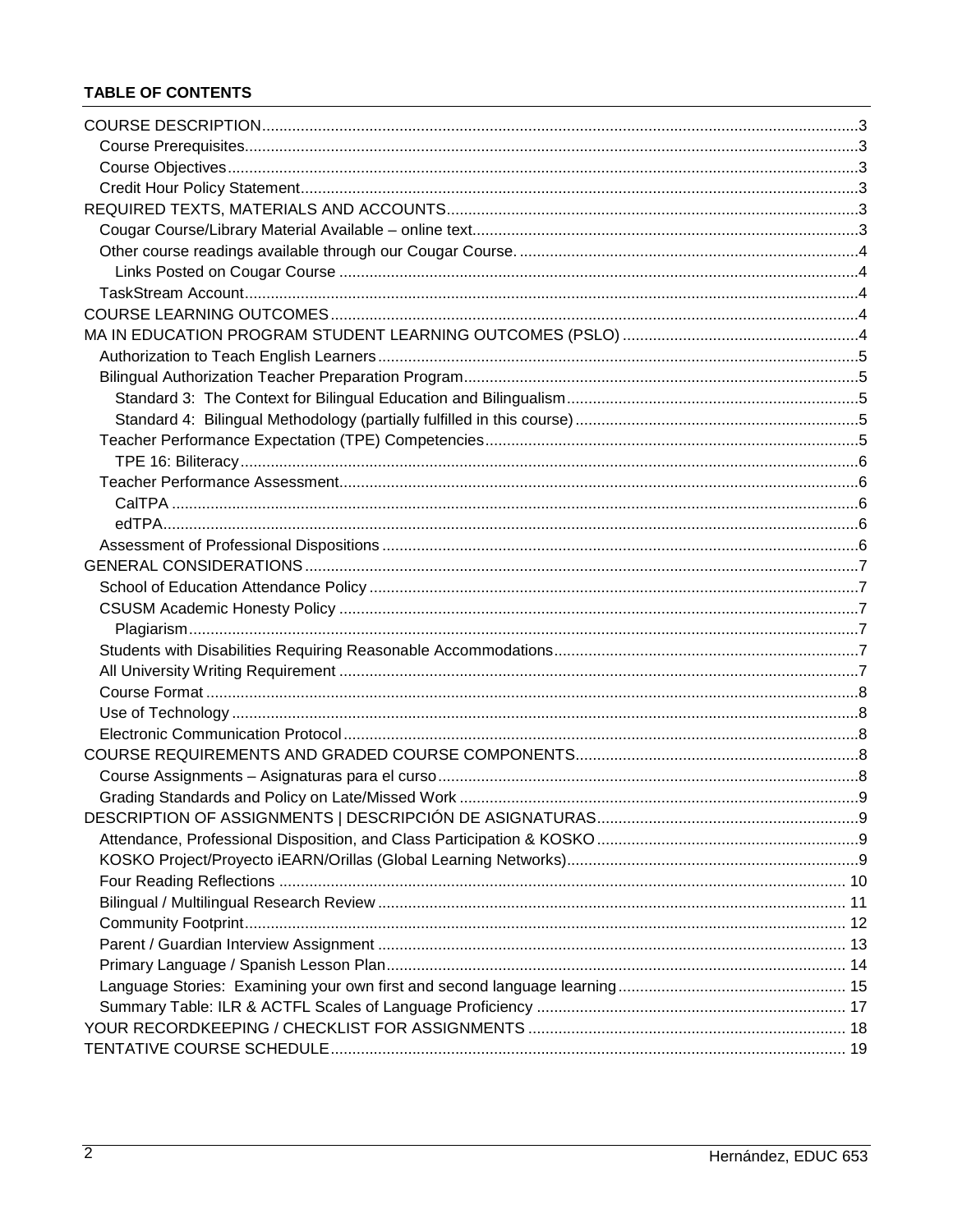**TABLE OF CONTENTS**

- COURSE DESCRIPTION ... 3
  - Course Prerequisites ... 3
  - Course Objectives ... 3
  - Credit Hour Policy Statement ... 3
- REQUIRED TEXTS, MATERIALS AND ACCOUNTS ... 3
  - Cougar Course/Library Material Available – online text ... 3
  - Other course readings available through our Cougar Course. ... 4
    - Links Posted on Cougar Course ... 4
  - TaskStream Account ... 4
- COURSE LEARNING OUTCOMES ... 4
- MA IN EDUCATION PROGRAM STUDENT LEARNING OUTCOMES (PSLO) ... 4
  - Authorization to Teach English Learners ... 5
  - Bilingual Authorization Teacher Preparation Program ... 5
    - Standard 3: The Context for Bilingual Education and Bilingualism ... 5
    - Standard 4: Bilingual Methodology (partially fulfilled in this course) ... 5
  - Teacher Performance Expectation (TPE) Competencies ... 5
    - TPE 16: Biliteracy ... 6
  - Teacher Performance Assessment ... 6
    - CalTPA ... 6
    - edTPA ... 6
  - Assessment of Professional Dispositions ... 6
- GENERAL CONSIDERATIONS ... 7
  - School of Education Attendance Policy ... 7
  - CSUSM Academic Honesty Policy ... 7
    - Plagiarism ... 7
  - Students with Disabilities Requiring Reasonable Accommodations ... 7
  - All University Writing Requirement ... 7
  - Course Format ... 8
  - Use of Technology ... 8
  - Electronic Communication Protocol ... 8
- COURSE REQUIREMENTS AND GRADED COURSE COMPONENTS ... 8
  - Course Assignments – Asignaturas para el curso ... 8
  - Grading Standards and Policy on Late/Missed Work ... 9
- DESCRIPTION OF ASSIGNMENTS | DESCRIPCIÓN DE ASIGNATURAS ... 9
  - Attendance, Professional Disposition, and Class Participation & KOSKO ... 9
  - KOSKO Project/Proyecto iEARN/Orillas (Global Learning Networks) ... 9
  - Four Reading Reflections ... 10
  - Bilingual / Multilingual Research Review ... 11
  - Community Footprint ... 12
  - Parent / Guardian Interview Assignment ... 13
  - Primary Language / Spanish Lesson Plan ... 14
  - Language Stories: Examining your own first and second language learning ... 15
  - Summary Table: ILR & ACTFL Scales of Language Proficiency ... 17
- YOUR RECORDKEEPING / CHECKLIST FOR ASSIGNMENTS ... 18
- TENTATIVE COURSE SCHEDULE ... 19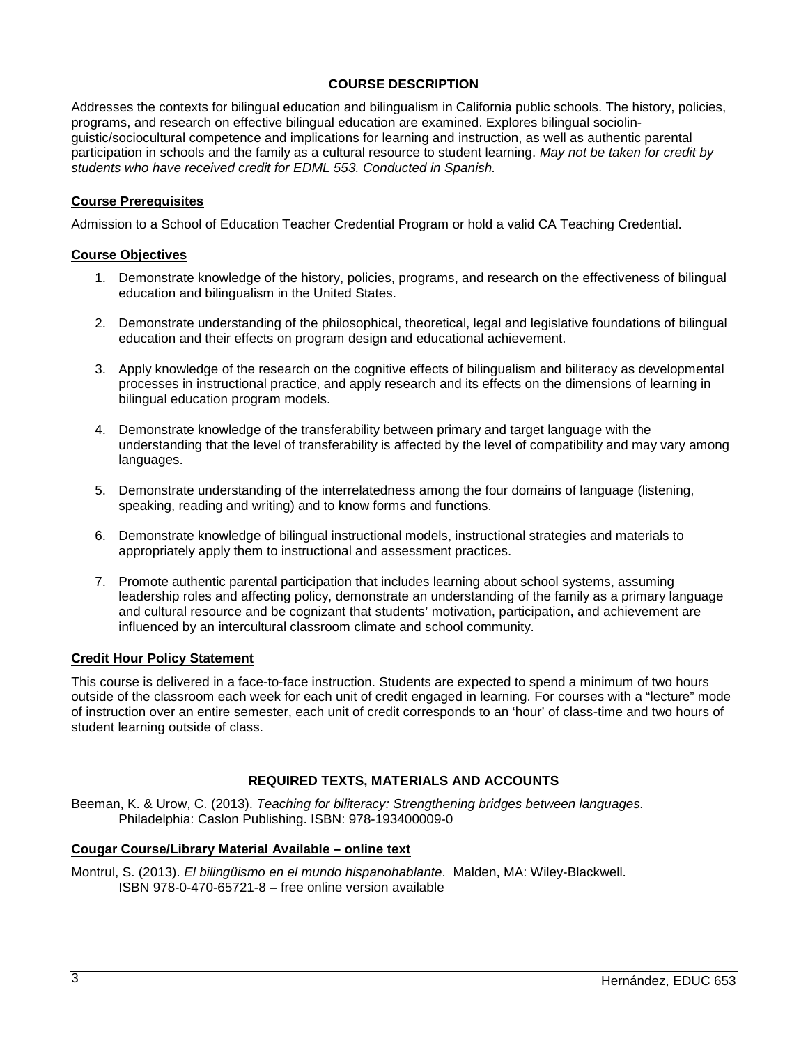## COURSE DESCRIPTION

Addresses the contexts for bilingual education and bilingualism in California public schools. The history, policies, programs, and research on effective bilingual education are examined. Explores bilingual sociolinguistic/sociocultural competence and implications for learning and instruction, as well as authentic parental participation in schools and the family as a cultural resource to student learning. *May not be taken for credit by students who have received credit for EDML 553. Conducted in Spanish.*

### Course Prerequisites

Admission to a School of Education Teacher Credential Program or hold a valid CA Teaching Credential.

### Course Objectives

1. Demonstrate knowledge of the history, policies, programs, and research on the effectiveness of bilingual education and bilingualism in the United States.
2. Demonstrate understanding of the philosophical, theoretical, legal and legislative foundations of bilingual education and their effects on program design and educational achievement.
3. Apply knowledge of the research on the cognitive effects of bilingualism and biliteracy as developmental processes in instructional practice, and apply research and its effects on the dimensions of learning in bilingual education program models.
4. Demonstrate knowledge of the transferability between primary and target language with the understanding that the level of transferability is affected by the level of compatibility and may vary among languages.
5. Demonstrate understanding of the interrelatedness among the four domains of language (listening, speaking, reading and writing) and to know forms and functions.
6. Demonstrate knowledge of bilingual instructional models, instructional strategies and materials to appropriately apply them to instructional and assessment practices.
7. Promote authentic parental participation that includes learning about school systems, assuming leadership roles and affecting policy, demonstrate an understanding of the family as a primary language and cultural resource and be cognizant that students' motivation, participation, and achievement are influenced by an intercultural classroom climate and school community.

### Credit Hour Policy Statement

This course is delivered in a face-to-face instruction. Students are expected to spend a minimum of two hours outside of the classroom each week for each unit of credit engaged in learning. For courses with a "lecture" mode of instruction over an entire semester, each unit of credit corresponds to an 'hour' of class-time and two hours of student learning outside of class.

## REQUIRED TEXTS, MATERIALS AND ACCOUNTS

Beeman, K. & Urow, C. (2013). *Teaching for biliteracy: Strengthening bridges between languages.* Philadelphia: Caslon Publishing. ISBN: 978-193400009-0

### Cougar Course/Library Material Available – online text

Montrul, S. (2013). *El bilingüismo en el mundo hispanohablante*. Malden, MA: Wiley-Blackwell. ISBN 978-0-470-65721-8 – free online version available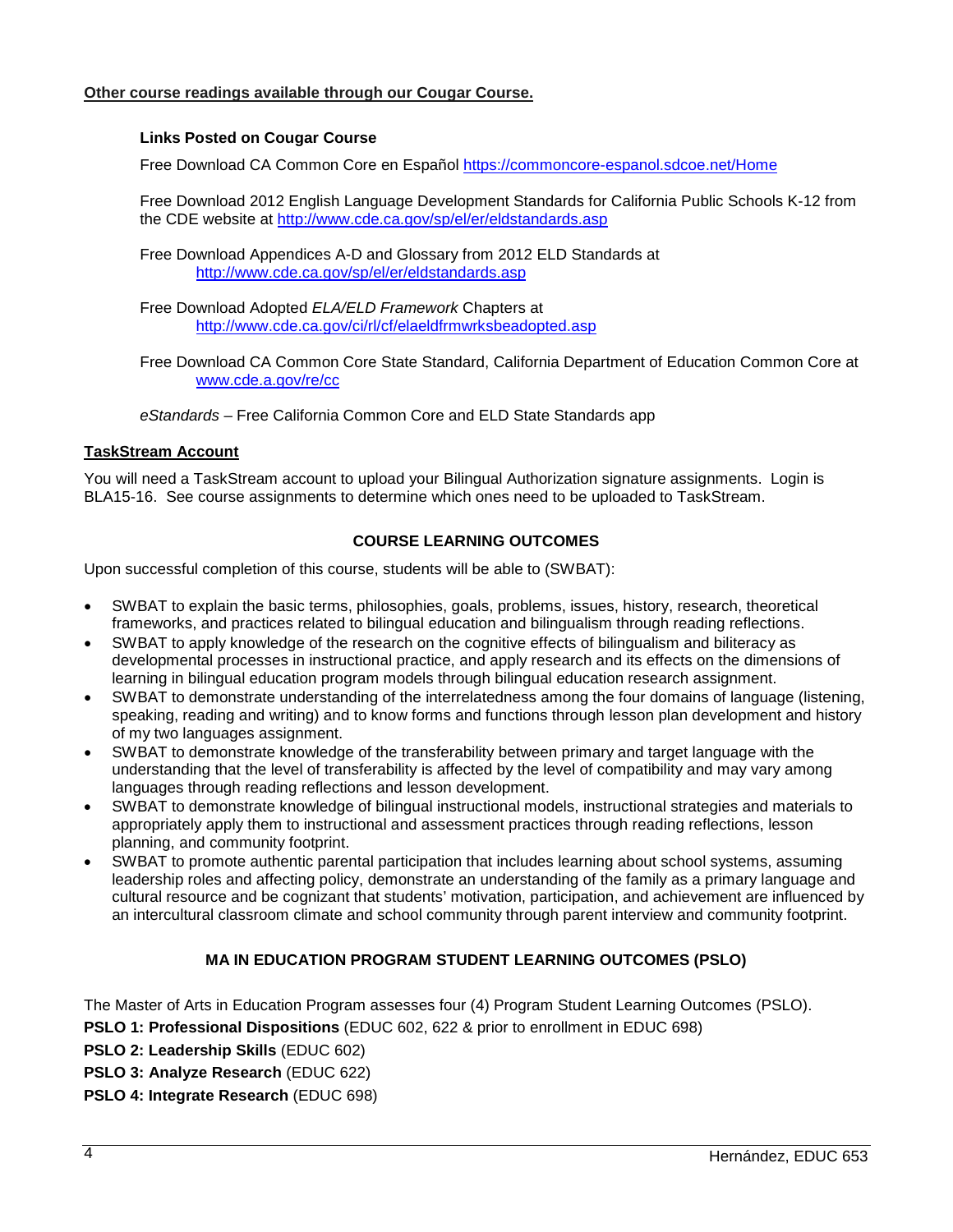**Other course readings available through our Cougar Course.**

**Links Posted on Cougar Course**

Free Download CA Common Core en Español https://commoncore-espanol.sdcoe.net/Home

Free Download 2012 English Language Development Standards for California Public Schools K-12 from the CDE website at http://www.cde.ca.gov/sp/el/er/eldstandards.asp

Free Download Appendices A-D and Glossary from 2012 ELD Standards at http://www.cde.ca.gov/sp/el/er/eldstandards.asp

Free Download Adopted *ELA/ELD Framework* Chapters at http://www.cde.ca.gov/ci/rl/cf/elaeldfrmwrksbeadopted.asp

Free Download CA Common Core State Standard, California Department of Education Common Core at www.cde.a.gov/re/cc

*eStandards* – Free California Common Core and ELD State Standards app

**TaskStream Account**

You will need a TaskStream account to upload your Bilingual Authorization signature assignments. Login is BLA15-16. See course assignments to determine which ones need to be uploaded to TaskStream.

## COURSE LEARNING OUTCOMES

Upon successful completion of this course, students will be able to (SWBAT):

- SWBAT to explain the basic terms, philosophies, goals, problems, issues, history, research, theoretical frameworks, and practices related to bilingual education and bilingualism through reading reflections.
- SWBAT to apply knowledge of the research on the cognitive effects of bilingualism and biliteracy as developmental processes in instructional practice, and apply research and its effects on the dimensions of learning in bilingual education program models through bilingual education research assignment.
- SWBAT to demonstrate understanding of the interrelatedness among the four domains of language (listening, speaking, reading and writing) and to know forms and functions through lesson plan development and history of my two languages assignment.
- SWBAT to demonstrate knowledge of the transferability between primary and target language with the understanding that the level of transferability is affected by the level of compatibility and may vary among languages through reading reflections and lesson development.
- SWBAT to demonstrate knowledge of bilingual instructional models, instructional strategies and materials to appropriately apply them to instructional and assessment practices through reading reflections, lesson planning, and community footprint.
- SWBAT to promote authentic parental participation that includes learning about school systems, assuming leadership roles and affecting policy, demonstrate an understanding of the family as a primary language and cultural resource and be cognizant that students' motivation, participation, and achievement are influenced by an intercultural classroom climate and school community through parent interview and community footprint.

## MA IN EDUCATION PROGRAM STUDENT LEARNING OUTCOMES (PSLO)

The Master of Arts in Education Program assesses four (4) Program Student Learning Outcomes (PSLO).

**PSLO 1: Professional Dispositions** (EDUC 602, 622 & prior to enrollment in EDUC 698)

**PSLO 2: Leadership Skills** (EDUC 602)

**PSLO 3: Analyze Research** (EDUC 622)

**PSLO 4: Integrate Research** (EDUC 698)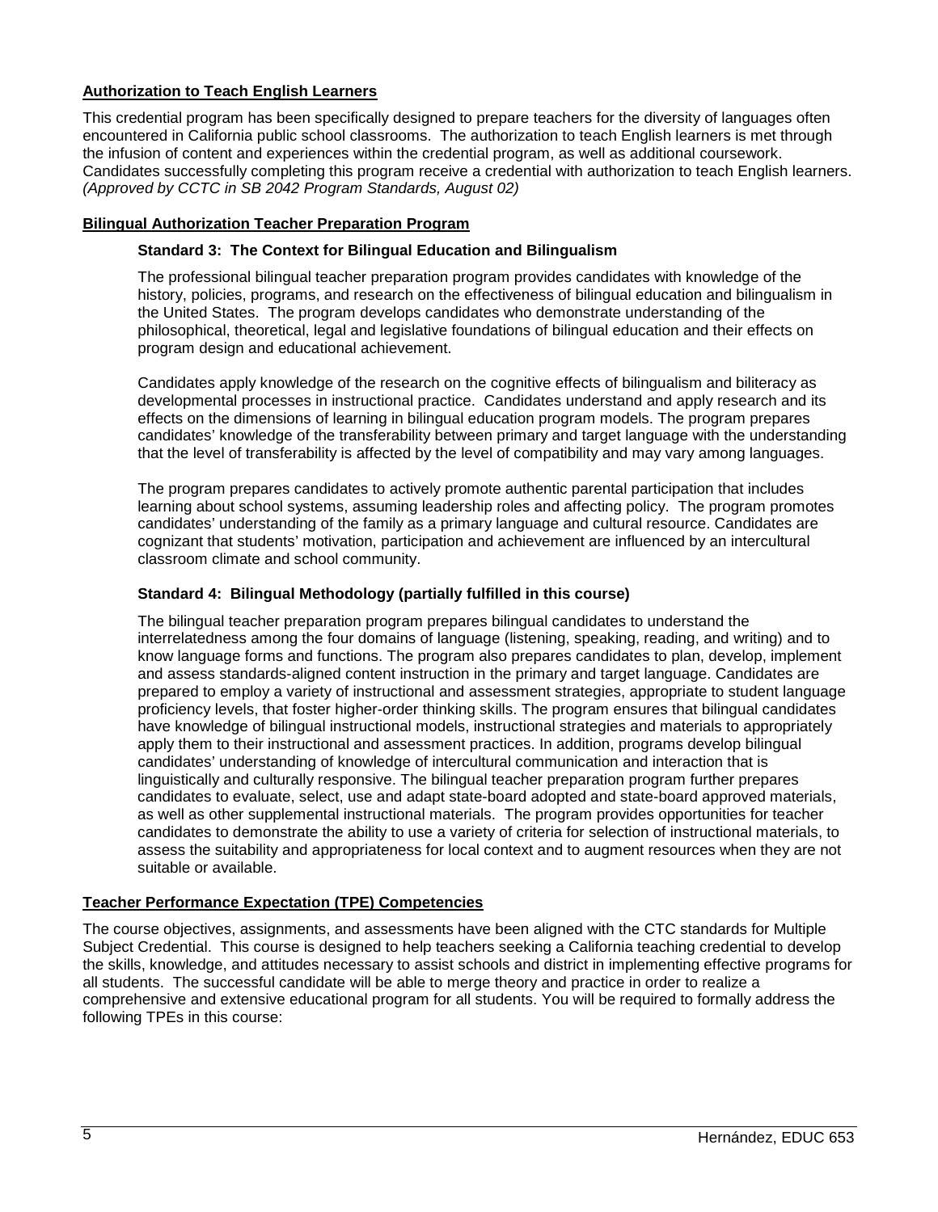**Authorization to Teach English Learners**

This credential program has been specifically designed to prepare teachers for the diversity of languages often encountered in California public school classrooms. The authorization to teach English learners is met through the infusion of content and experiences within the credential program, as well as additional coursework. Candidates successfully completing this program receive a credential with authorization to teach English learners. *(Approved by CCTC in SB 2042 Program Standards, August 02)*

**Bilingual Authorization Teacher Preparation Program**

**Standard 3: The Context for Bilingual Education and Bilingualism**

The professional bilingual teacher preparation program provides candidates with knowledge of the history, policies, programs, and research on the effectiveness of bilingual education and bilingualism in the United States. The program develops candidates who demonstrate understanding of the philosophical, theoretical, legal and legislative foundations of bilingual education and their effects on program design and educational achievement.

Candidates apply knowledge of the research on the cognitive effects of bilingualism and biliteracy as developmental processes in instructional practice. Candidates understand and apply research and its effects on the dimensions of learning in bilingual education program models. The program prepares candidates' knowledge of the transferability between primary and target language with the understanding that the level of transferability is affected by the level of compatibility and may vary among languages.

The program prepares candidates to actively promote authentic parental participation that includes learning about school systems, assuming leadership roles and affecting policy. The program promotes candidates' understanding of the family as a primary language and cultural resource. Candidates are cognizant that students' motivation, participation and achievement are influenced by an intercultural classroom climate and school community.

**Standard 4: Bilingual Methodology (partially fulfilled in this course)**

The bilingual teacher preparation program prepares bilingual candidates to understand the interrelatedness among the four domains of language (listening, speaking, reading, and writing) and to know language forms and functions. The program also prepares candidates to plan, develop, implement and assess standards-aligned content instruction in the primary and target language. Candidates are prepared to employ a variety of instructional and assessment strategies, appropriate to student language proficiency levels, that foster higher-order thinking skills. The program ensures that bilingual candidates have knowledge of bilingual instructional models, instructional strategies and materials to appropriately apply them to their instructional and assessment practices. In addition, programs develop bilingual candidates' understanding of knowledge of intercultural communication and interaction that is linguistically and culturally responsive. The bilingual teacher preparation program further prepares candidates to evaluate, select, use and adapt state-board adopted and state-board approved materials, as well as other supplemental instructional materials. The program provides opportunities for teacher candidates to demonstrate the ability to use a variety of criteria for selection of instructional materials, to assess the suitability and appropriateness for local context and to augment resources when they are not suitable or available.

**Teacher Performance Expectation (TPE) Competencies**

The course objectives, assignments, and assessments have been aligned with the CTC standards for Multiple Subject Credential. This course is designed to help teachers seeking a California teaching credential to develop the skills, knowledge, and attitudes necessary to assist schools and district in implementing effective programs for all students. The successful candidate will be able to merge theory and practice in order to realize a comprehensive and extensive educational program for all students. You will be required to formally address the following TPEs in this course: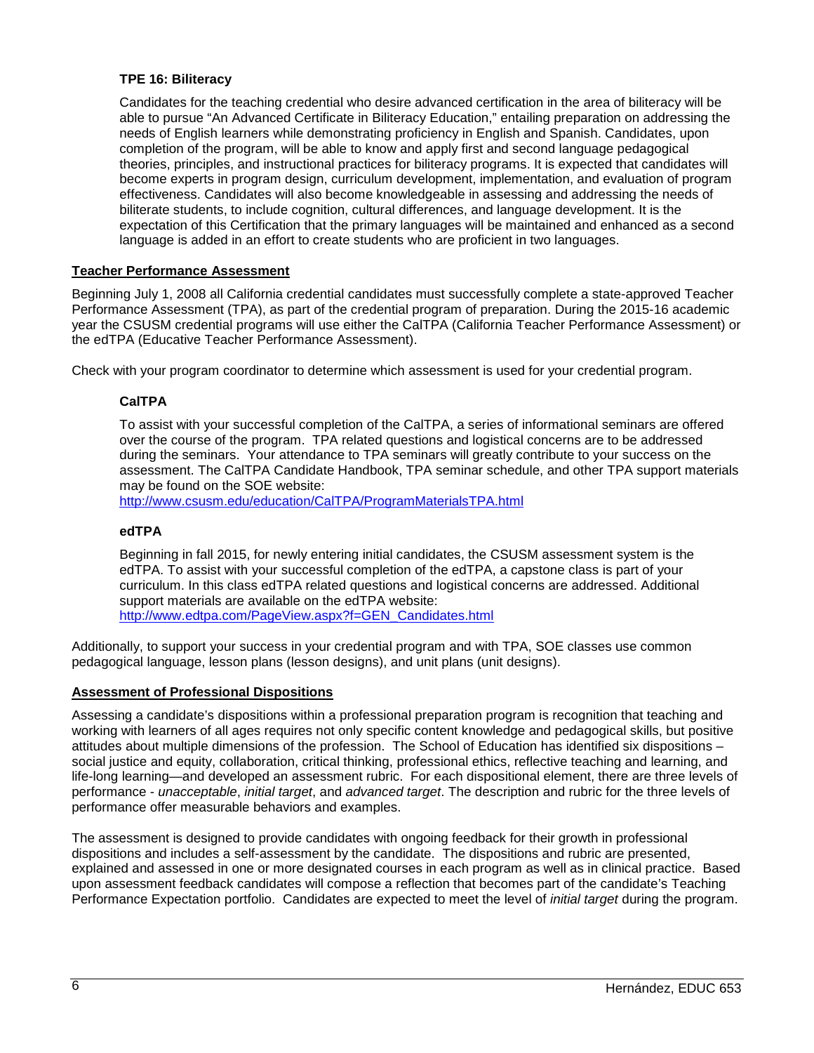### TPE 16: Biliteracy

Candidates for the teaching credential who desire advanced certification in the area of biliteracy will be able to pursue "An Advanced Certificate in Biliteracy Education," entailing preparation on addressing the needs of English learners while demonstrating proficiency in English and Spanish. Candidates, upon completion of the program, will be able to know and apply first and second language pedagogical theories, principles, and instructional practices for biliteracy programs. It is expected that candidates will become experts in program design, curriculum development, implementation, and evaluation of program effectiveness. Candidates will also become knowledgeable in assessing and addressing the needs of biliterate students, to include cognition, cultural differences, and language development. It is the expectation of this Certification that the primary languages will be maintained and enhanced as a second language is added in an effort to create students who are proficient in two languages.

## Teacher Performance Assessment

Beginning July 1, 2008 all California credential candidates must successfully complete a state-approved Teacher Performance Assessment (TPA), as part of the credential program of preparation. During the 2015-16 academic year the CSUSM credential programs will use either the CalTPA (California Teacher Performance Assessment) or the edTPA (Educative Teacher Performance Assessment).

Check with your program coordinator to determine which assessment is used for your credential program.

### CalTPA

To assist with your successful completion of the CalTPA, a series of informational seminars are offered over the course of the program. TPA related questions and logistical concerns are to be addressed during the seminars. Your attendance to TPA seminars will greatly contribute to your success on the assessment. The CalTPA Candidate Handbook, TPA seminar schedule, and other TPA support materials may be found on the SOE website:
http://www.csusm.edu/education/CalTPA/ProgramMaterialsTPA.html

### edTPA

Beginning in fall 2015, for newly entering initial candidates, the CSUSM assessment system is the edTPA. To assist with your successful completion of the edTPA, a capstone class is part of your curriculum. In this class edTPA related questions and logistical concerns are addressed. Additional support materials are available on the edTPA website:
http://www.edtpa.com/PageView.aspx?f=GEN_Candidates.html

Additionally, to support your success in your credential program and with TPA, SOE classes use common pedagogical language, lesson plans (lesson designs), and unit plans (unit designs).

## Assessment of Professional Dispositions

Assessing a candidate's dispositions within a professional preparation program is recognition that teaching and working with learners of all ages requires not only specific content knowledge and pedagogical skills, but positive attitudes about multiple dimensions of the profession. The School of Education has identified six dispositions – social justice and equity, collaboration, critical thinking, professional ethics, reflective teaching and learning, and life-long learning—and developed an assessment rubric. For each dispositional element, there are three levels of performance - *unacceptable*, *initial target*, and *advanced target*. The description and rubric for the three levels of performance offer measurable behaviors and examples.

The assessment is designed to provide candidates with ongoing feedback for their growth in professional dispositions and includes a self-assessment by the candidate. The dispositions and rubric are presented, explained and assessed in one or more designated courses in each program as well as in clinical practice. Based upon assessment feedback candidates will compose a reflection that becomes part of the candidate's Teaching Performance Expectation portfolio. Candidates are expected to meet the level of *initial target* during the program.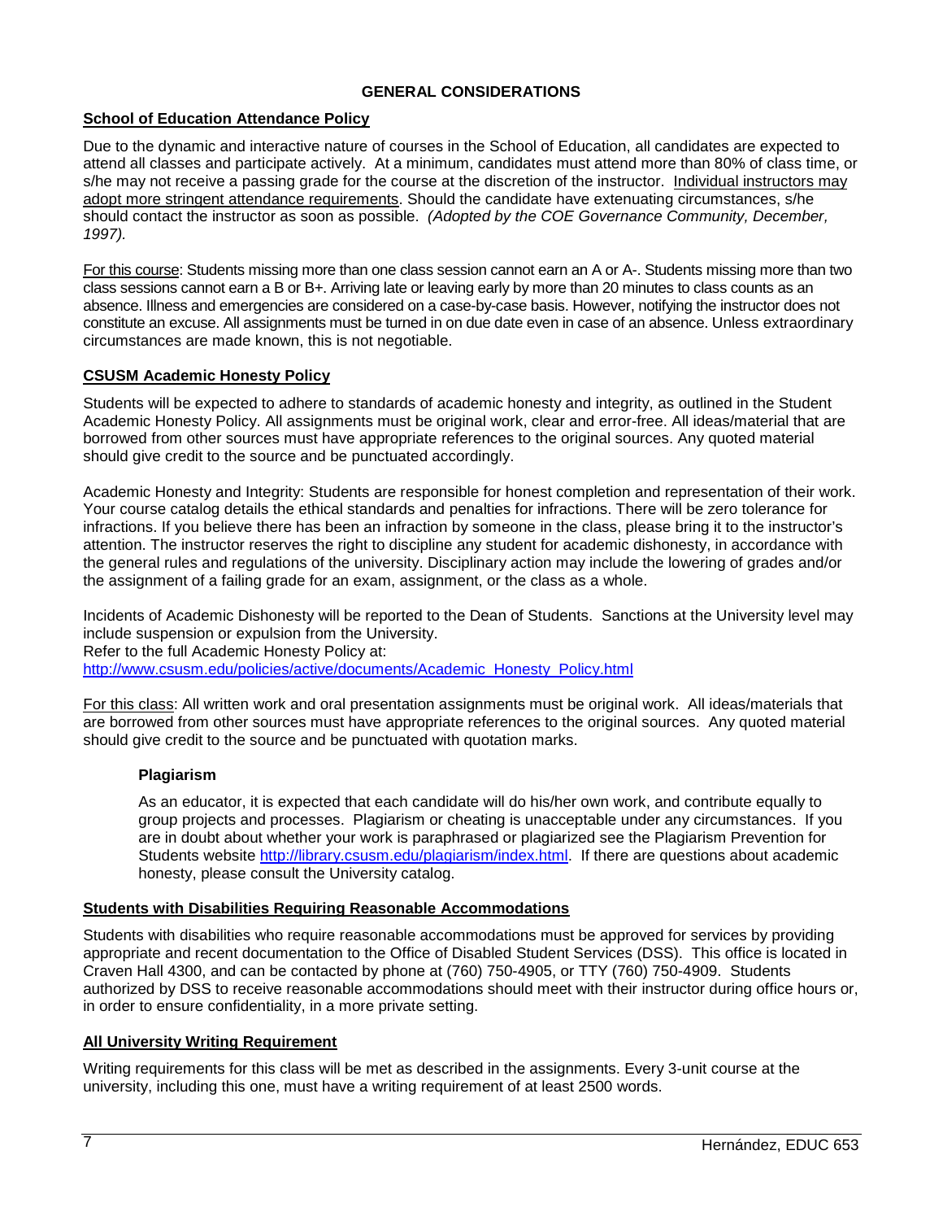## GENERAL CONSIDERATIONS

### School of Education Attendance Policy

Due to the dynamic and interactive nature of courses in the School of Education, all candidates are expected to attend all classes and participate actively. At a minimum, candidates must attend more than 80% of class time, or s/he may not receive a passing grade for the course at the discretion of the instructor. Individual instructors may adopt more stringent attendance requirements. Should the candidate have extenuating circumstances, s/he should contact the instructor as soon as possible. *(Adopted by the COE Governance Community, December, 1997).*

For this course: Students missing more than one class session cannot earn an A or A-. Students missing more than two class sessions cannot earn a B or B+. Arriving late or leaving early by more than 20 minutes to class counts as an absence. Illness and emergencies are considered on a case-by-case basis. However, notifying the instructor does not constitute an excuse. All assignments must be turned in on due date even in case of an absence. Unless extraordinary circumstances are made known, this is not negotiable.

### CSUSM Academic Honesty Policy

Students will be expected to adhere to standards of academic honesty and integrity, as outlined in the Student Academic Honesty Policy. All assignments must be original work, clear and error-free. All ideas/material that are borrowed from other sources must have appropriate references to the original sources. Any quoted material should give credit to the source and be punctuated accordingly.

Academic Honesty and Integrity: Students are responsible for honest completion and representation of their work. Your course catalog details the ethical standards and penalties for infractions. There will be zero tolerance for infractions. If you believe there has been an infraction by someone in the class, please bring it to the instructor's attention. The instructor reserves the right to discipline any student for academic dishonesty, in accordance with the general rules and regulations of the university. Disciplinary action may include the lowering of grades and/or the assignment of a failing grade for an exam, assignment, or the class as a whole.

Incidents of Academic Dishonesty will be reported to the Dean of Students. Sanctions at the University level may include suspension or expulsion from the University.
Refer to the full Academic Honesty Policy at:
http://www.csusm.edu/policies/active/documents/Academic_Honesty_Policy.html

For this class: All written work and oral presentation assignments must be original work. All ideas/materials that are borrowed from other sources must have appropriate references to the original sources. Any quoted material should give credit to the source and be punctuated with quotation marks.

#### Plagiarism

As an educator, it is expected that each candidate will do his/her own work, and contribute equally to group projects and processes. Plagiarism or cheating is unacceptable under any circumstances. If you are in doubt about whether your work is paraphrased or plagiarized see the Plagiarism Prevention for Students website http://library.csusm.edu/plagiarism/index.html. If there are questions about academic honesty, please consult the University catalog.

### Students with Disabilities Requiring Reasonable Accommodations

Students with disabilities who require reasonable accommodations must be approved for services by providing appropriate and recent documentation to the Office of Disabled Student Services (DSS). This office is located in Craven Hall 4300, and can be contacted by phone at (760) 750-4905, or TTY (760) 750-4909. Students authorized by DSS to receive reasonable accommodations should meet with their instructor during office hours or, in order to ensure confidentiality, in a more private setting.

### All University Writing Requirement

Writing requirements for this class will be met as described in the assignments. Every 3-unit course at the university, including this one, must have a writing requirement of at least 2500 words.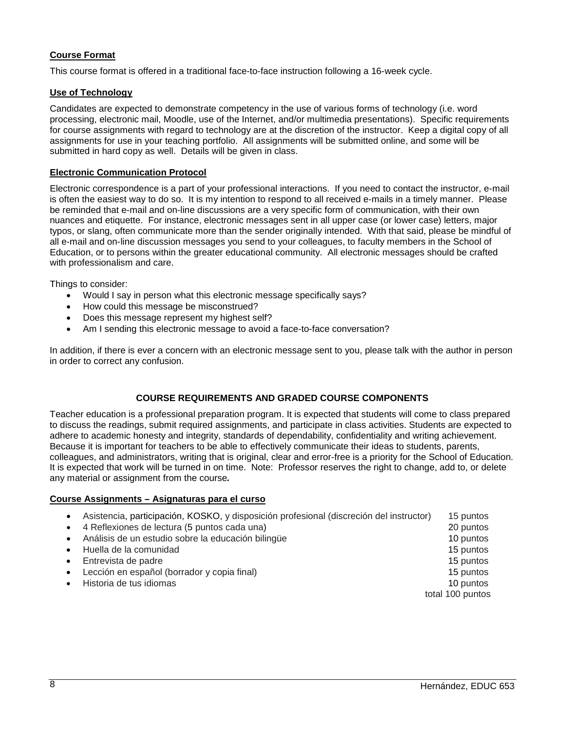**Course Format**

This course format is offered in a traditional face-to-face instruction following a 16-week cycle.

**Use of Technology**

Candidates are expected to demonstrate competency in the use of various forms of technology (i.e. word processing, electronic mail, Moodle, use of the Internet, and/or multimedia presentations). Specific requirements for course assignments with regard to technology are at the discretion of the instructor. Keep a digital copy of all assignments for use in your teaching portfolio. All assignments will be submitted online, and some will be submitted in hard copy as well. Details will be given in class.

**Electronic Communication Protocol**

Electronic correspondence is a part of your professional interactions. If you need to contact the instructor, e-mail is often the easiest way to do so. It is my intention to respond to all received e-mails in a timely manner. Please be reminded that e-mail and on-line discussions are a very specific form of communication, with their own nuances and etiquette. For instance, electronic messages sent in all upper case (or lower case) letters, major typos, or slang, often communicate more than the sender originally intended. With that said, please be mindful of all e-mail and on-line discussion messages you send to your colleagues, to faculty members in the School of Education, or to persons within the greater educational community. All electronic messages should be crafted with professionalism and care.

Things to consider:

- Would I say in person what this electronic message specifically says?
- How could this message be misconstrued?
- Does this message represent my highest self?
- Am I sending this electronic message to avoid a face-to-face conversation?

In addition, if there is ever a concern with an electronic message sent to you, please talk with the author in person in order to correct any confusion.

## COURSE REQUIREMENTS AND GRADED COURSE COMPONENTS

Teacher education is a professional preparation program. It is expected that students will come to class prepared to discuss the readings, submit required assignments, and participate in class activities. Students are expected to adhere to academic honesty and integrity, standards of dependability, confidentiality and writing achievement. Because it is important for teachers to be able to effectively communicate their ideas to students, parents, colleagues, and administrators, writing that is original, clear and error-free is a priority for the School of Education. It is expected that work will be turned in on time. Note: Professor reserves the right to change, add to, or delete any material or assignment from the course*.*

**Course Assignments – Asignaturas para el curso**

- Asistencia, participación, KOSKO, y disposición profesional (discreción del instructor) — 15 puntos
- 4 Reflexiones de lectura (5 puntos cada una) — 20 puntos
- Análisis de un estudio sobre la educación bilingüe — 10 puntos
- Huella de la comunidad — 15 puntos
- Entrevista de padre — 15 puntos
- Lección en español (borrador y copia final) — 15 puntos
- Historia de tus idiomas — 10 puntos

total 100 puntos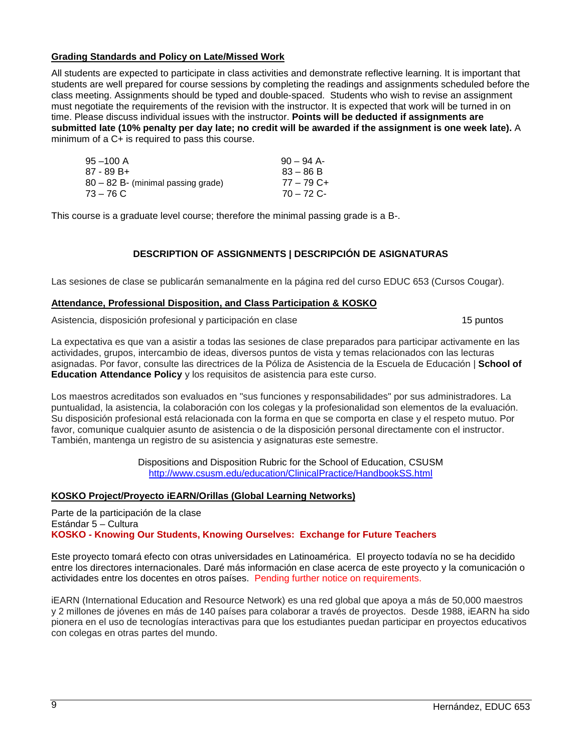**Grading Standards and Policy on Late/Missed Work**

All students are expected to participate in class activities and demonstrate reflective learning. It is important that students are well prepared for course sessions by completing the readings and assignments scheduled before the class meeting. Assignments should be typed and double-spaced. Students who wish to revise an assignment must negotiate the requirements of the revision with the instructor. It is expected that work will be turned in on time. Please discuss individual issues with the instructor. **Points will be deducted if assignments are submitted late (10% penalty per day late; no credit will be awarded if the assignment is one week late).** A minimum of a C+ is required to pass this course.

| | |
|---|---|
| 95 –100 A | 90 – 94 A- |
| 87 - 89 B+ | 83 – 86 B |
| 80 – 82 B- (minimal passing grade) | 77 – 79 C+ |
| 73 – 76 C | 70 – 72 C- |

This course is a graduate level course; therefore the minimal passing grade is a B-.

## DESCRIPTION OF ASSIGNMENTS | DESCRIPCIÓN DE ASIGNATURAS

Las sesiones de clase se publicarán semanalmente en la página red del curso EDUC 653 (Cursos Cougar).

**Attendance, Professional Disposition, and Class Participation & KOSKO**

Asistencia, disposición profesional y participación en clase — 15 puntos

La expectativa es que van a asistir a todas las sesiones de clase preparados para participar activamente en las actividades, grupos, intercambio de ideas, diversos puntos de vista y temas relacionados con las lecturas asignadas. Por favor, consulte las directrices de la Póliza de Asistencia de la Escuela de Educación | **School of Education Attendance Policy** y los requisitos de asistencia para este curso.

Los maestros acreditados son evaluados en "sus funciones y responsabilidades" por sus administradores. La puntualidad, la asistencia, la colaboración con los colegas y la profesionalidad son elementos de la evaluación. Su disposición profesional está relacionada con la forma en que se comporta en clase y el respeto mutuo. Por favor, comunique cualquier asunto de asistencia o de la disposición personal directamente con el instructor. También, mantenga un registro de su asistencia y asignaturas este semestre.

Dispositions and Disposition Rubric for the School of Education, CSUSM
http://www.csusm.edu/education/ClinicalPractice/HandbookSS.html

**KOSKO Project/Proyecto iEARN/Orillas (Global Learning Networks)**

Parte de la participación de la clase
Estándar 5 – Cultura
**KOSKO - Knowing Our Students, Knowing Ourselves: Exchange for Future Teachers**

Este proyecto tomará efecto con otras universidades en Latinoamérica. El proyecto todavía no se ha decidido entre los directores internacionales. Daré más información en clase acerca de este proyecto y la comunicación o actividades entre los docentes en otros países. Pending further notice on requirements.

iEARN (International Education and Resource Network) es una red global que apoya a más de 50,000 maestros y 2 millones de jóvenes en más de 140 países para colaborar a través de proyectos. Desde 1988, iEARN ha sido pionera en el uso de tecnologías interactivas para que los estudiantes puedan participar en proyectos educativos con colegas en otras partes del mundo.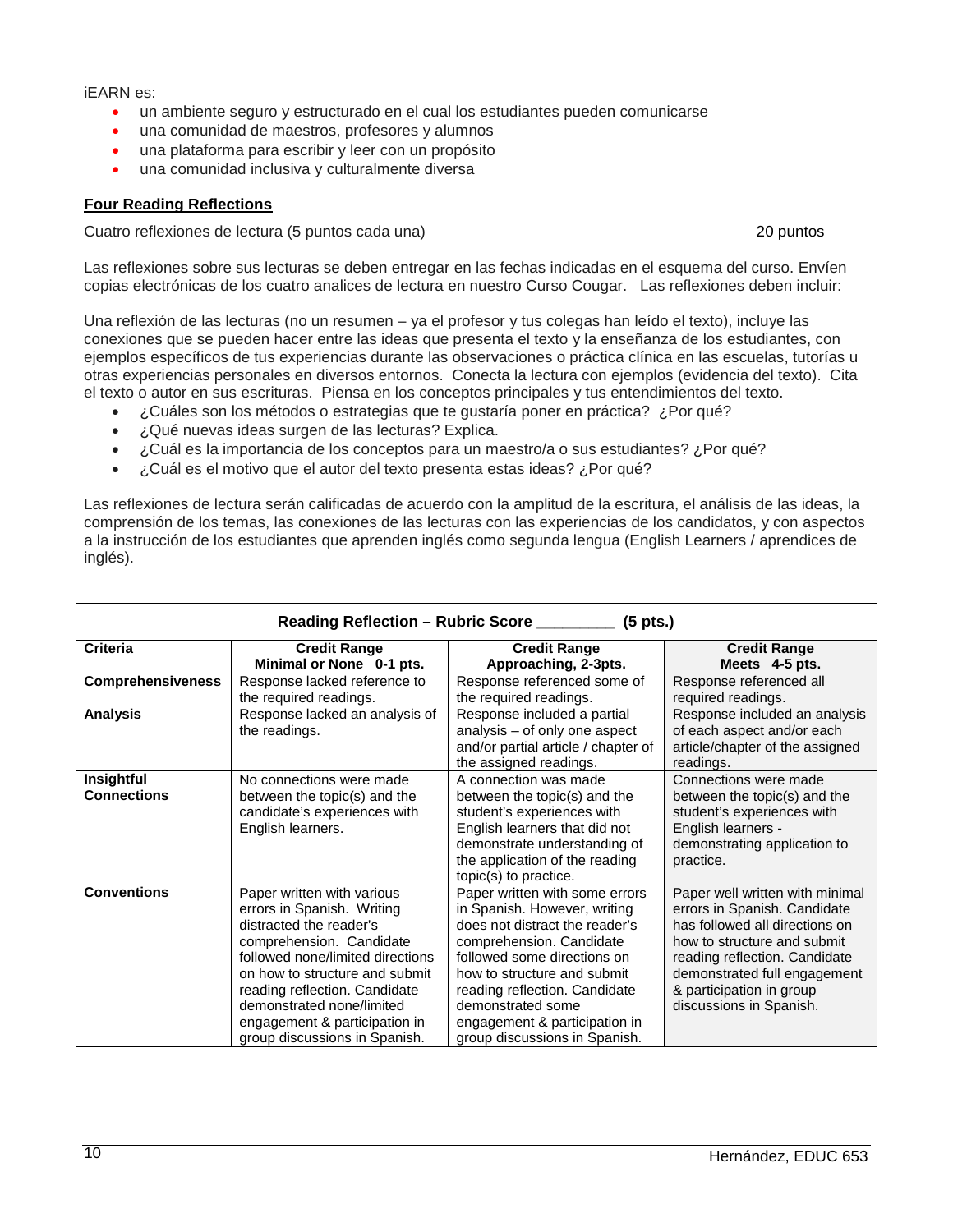iEARN es:

- un ambiente seguro y estructurado en el cual los estudiantes pueden comunicarse
- una comunidad de maestros, profesores y alumnos
- una plataforma para escribir y leer con un propósito
- una comunidad inclusiva y culturalmente diversa

**Four Reading Reflections**

Cuatro reflexiones de lectura (5 puntos cada una) 20 puntos

Las reflexiones sobre sus lecturas se deben entregar en las fechas indicadas en el esquema del curso. Envíen copias electrónicas de los cuatro analices de lectura en nuestro Curso Cougar. Las reflexiones deben incluir:

Una reflexión de las lecturas (no un resumen – ya el profesor y tus colegas han leído el texto), incluye las conexiones que se pueden hacer entre las ideas que presenta el texto y la enseñanza de los estudiantes, con ejemplos específicos de tus experiencias durante las observaciones o práctica clínica en las escuelas, tutorías u otras experiencias personales en diversos entornos. Conecta la lectura con ejemplos (evidencia del texto). Cita el texto o autor en sus escrituras. Piensa en los conceptos principales y tus entendimientos del texto.

- ¿Cuáles son los métodos o estrategias que te gustaría poner en práctica? ¿Por qué?
- ¿Qué nuevas ideas surgen de las lecturas? Explica.
- ¿Cuál es la importancia de los conceptos para un maestro/a o sus estudiantes? ¿Por qué?
- ¿Cuál es el motivo que el autor del texto presenta estas ideas? ¿Por qué?

Las reflexiones de lectura serán calificadas de acuerdo con la amplitud de la escritura, el análisis de las ideas, la comprensión de los temas, las conexiones de las lecturas con las experiencias de los candidatos, y con aspectos a la instrucción de los estudiantes que aprenden inglés como segunda lengua (English Learners / aprendices de inglés).

| **Reading Reflection – Rubric Score _________ (5 pts.)** | | | |
|---|---|---|---|
| **Criteria** | **Credit Range Minimal or None 0-1 pts.** | **Credit Range Approaching, 2-3pts.** | **Credit Range Meets 4-5 pts.** |
| **Comprehensiveness** | Response lacked reference to the required readings. | Response referenced some of the required readings. | Response referenced all required readings. |
| **Analysis** | Response lacked an analysis of the readings. | Response included a partial analysis – of only one aspect and/or partial article / chapter of the assigned readings. | Response included an analysis of each aspect and/or each article/chapter of the assigned readings. |
| **Insightful Connections** | No connections were made between the topic(s) and the candidate's experiences with English learners. | A connection was made between the topic(s) and the student's experiences with English learners that did not demonstrate understanding of the application of the reading topic(s) to practice. | Connections were made between the topic(s) and the student's experiences with English learners - demonstrating application to practice. |
| **Conventions** | Paper written with various errors in Spanish. Writing distracted the reader's comprehension. Candidate followed none/limited directions on how to structure and submit reading reflection. Candidate demonstrated none/limited engagement & participation in group discussions in Spanish. | Paper written with some errors in Spanish. However, writing does not distract the reader's comprehension. Candidate followed some directions on how to structure and submit reading reflection. Candidate demonstrated some engagement & participation in group discussions in Spanish. | Paper well written with minimal errors in Spanish. Candidate has followed all directions on how to structure and submit reading reflection. Candidate demonstrated full engagement & participation in group discussions in Spanish. |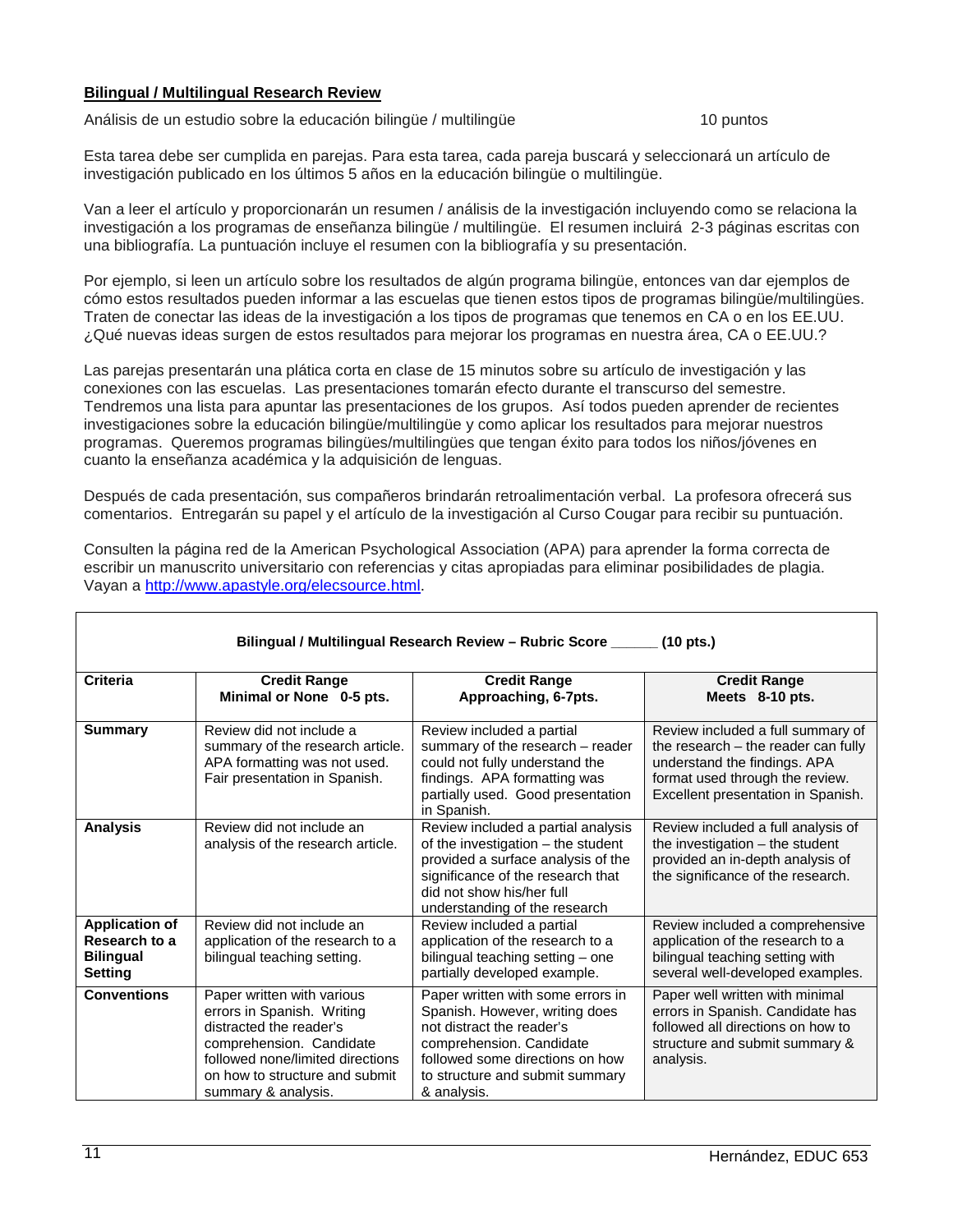**Bilingual / Multilingual Research Review**

Análisis de un estudio sobre la educación bilingüe / multilingüe 10 puntos

Esta tarea debe ser cumplida en parejas. Para esta tarea, cada pareja buscará y seleccionará un artículo de investigación publicado en los últimos 5 años en la educación bilingüe o multilingüe.

Van a leer el artículo y proporcionarán un resumen / análisis de la investigación incluyendo como se relaciona la investigación a los programas de enseñanza bilingüe / multilingüe. El resumen incluirá 2-3 páginas escritas con una bibliografía. La puntuación incluye el resumen con la bibliografía y su presentación.

Por ejemplo, si leen un artículo sobre los resultados de algún programa bilingüe, entonces van dar ejemplos de cómo estos resultados pueden informar a las escuelas que tienen estos tipos de programas bilingüe/multilingües. Traten de conectar las ideas de la investigación a los tipos de programas que tenemos en CA o en los EE.UU. ¿Qué nuevas ideas surgen de estos resultados para mejorar los programas en nuestra área, CA o EE.UU.?

Las parejas presentarán una plática corta en clase de 15 minutos sobre su artículo de investigación y las conexiones con las escuelas. Las presentaciones tomarán efecto durante el transcurso del semestre. Tendremos una lista para apuntar las presentaciones de los grupos. Así todos pueden aprender de recientes investigaciones sobre la educación bilingüe/multilingüe y como aplicar los resultados para mejorar nuestros programas. Queremos programas bilingües/multilingües que tengan éxito para todos los niños/jóvenes en cuanto la enseñanza académica y la adquisición de lenguas.

Después de cada presentación, sus compañeros brindarán retroalimentación verbal. La profesora ofrecerá sus comentarios. Entregarán su papel y el artículo de la investigación al Curso Cougar para recibir su puntuación.

Consulten la página red de la American Psychological Association (APA) para aprender la forma correcta de escribir un manuscrito universitario con referencias y citas apropiadas para eliminar posibilidades de plagia. Vayan a http://www.apastyle.org/elecsource.html.

**Bilingual / Multilingual Research Review – Rubric Score ______ (10 pts.)**

| **Criteria** | **Credit Range Minimal or None 0-5 pts.** | **Credit Range Approaching, 6-7pts.** | **Credit Range Meets 8-10 pts.** |
|---|---|---|---|
| **Summary** | Review did not include a summary of the research article. APA formatting was not used. Fair presentation in Spanish. | Review included a partial summary of the research – reader could not fully understand the findings. APA formatting was partially used. Good presentation in Spanish. | Review included a full summary of the research – the reader can fully understand the findings. APA format used through the review. Excellent presentation in Spanish. |
| **Analysis** | Review did not include an analysis of the research article. | Review included a partial analysis of the investigation – the student provided a surface analysis of the significance of the research that did not show his/her full understanding of the research | Review included a full analysis of the investigation – the student provided an in-depth analysis of the significance of the research. |
| **Application of Research to a Bilingual Setting** | Review did not include an application of the research to a bilingual teaching setting. | Review included a partial application of the research to a bilingual teaching setting – one partially developed example. | Review included a comprehensive application of the research to a bilingual teaching setting with several well-developed examples. |
| **Conventions** | Paper written with various errors in Spanish. Writing distracted the reader's comprehension. Candidate followed none/limited directions on how to structure and submit summary & analysis. | Paper written with some errors in Spanish. However, writing does not distract the reader's comprehension. Candidate followed some directions on how to structure and submit summary & analysis. | Paper well written with minimal errors in Spanish. Candidate has followed all directions on how to structure and submit summary & analysis. |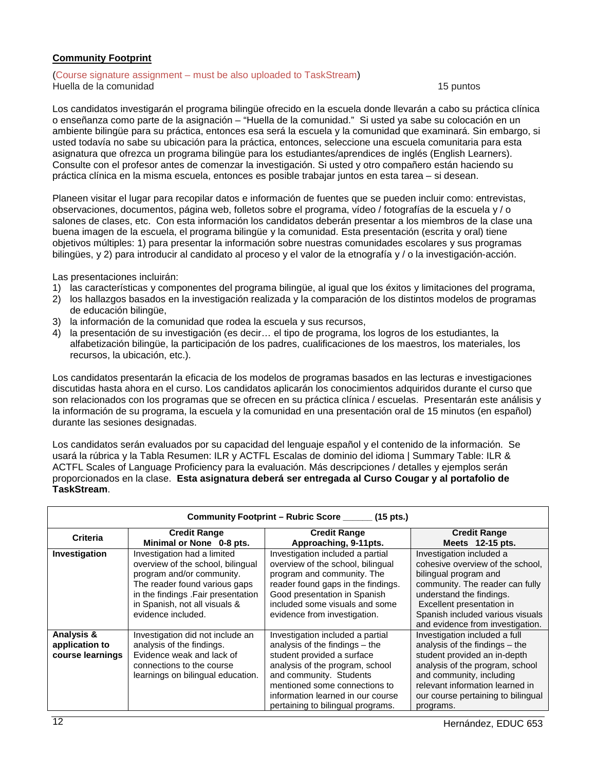**Community Footprint**

(Course signature assignment – must be also uploaded to TaskStream)
Huella de la comunidad 15 puntos

Los candidatos investigarán el programa bilingüe ofrecido en la escuela donde llevarán a cabo su práctica clínica o enseñanza como parte de la asignación – "Huella de la comunidad." Si usted ya sabe su colocación en un ambiente bilingüe para su práctica, entonces esa será la escuela y la comunidad que examinará. Sin embargo, si usted todavía no sabe su ubicación para la práctica, entonces, seleccione una escuela comunitaria para esta asignatura que ofrezca un programa bilingüe para los estudiantes/aprendices de inglés (English Learners). Consulte con el profesor antes de comenzar la investigación. Si usted y otro compañero están haciendo su práctica clínica en la misma escuela, entonces es posible trabajar juntos en esta tarea – si desean.

Planeen visitar el lugar para recopilar datos e información de fuentes que se pueden incluir como: entrevistas, observaciones, documentos, página web, folletos sobre el programa, vídeo / fotografías de la escuela y / o salones de clases, etc. Con esta información los candidatos deberán presentar a los miembros de la clase una buena imagen de la escuela, el programa bilingüe y la comunidad. Esta presentación (escrita y oral) tiene objetivos múltiples: 1) para presentar la información sobre nuestras comunidades escolares y sus programas bilingües, y 2) para introducir al candidato al proceso y el valor de la etnografía y / o la investigación-acción.

Las presentaciones incluirán:

1) las características y componentes del programa bilingüe, al igual que los éxitos y limitaciones del programa,
2) los hallazgos basados en la investigación realizada y la comparación de los distintos modelos de programas de educación bilingüe,
3) la información de la comunidad que rodea la escuela y sus recursos,
4) la presentación de su investigación (es decir… el tipo de programa, los logros de los estudiantes, la alfabetización bilingüe, la participación de los padres, cualificaciones de los maestros, los materiales, los recursos, la ubicación, etc.).

Los candidatos presentarán la eficacia de los modelos de programas basados en las lecturas e investigaciones discutidas hasta ahora en el curso. Los candidatos aplicarán los conocimientos adquiridos durante el curso que son relacionados con los programas que se ofrecen en su práctica clínica / escuelas. Presentarán este análisis y la información de su programa, la escuela y la comunidad en una presentación oral de 15 minutos (en español) durante las sesiones designadas.

Los candidatos serán evaluados por su capacidad del lenguaje español y el contenido de la información. Se usará la rúbrica y la Tabla Resumen: ILR y ACTFL Escalas de dominio del idioma | Summary Table: ILR & ACTFL Scales of Language Proficiency para la evaluación. Más descripciones / detalles y ejemplos serán proporcionados en la clase. **Esta asignatura deberá ser entregada al Curso Cougar y al portafolio de TaskStream**.

| **Community Footprint – Rubric Score ______ (15 pts.)** | | | |
|---|---|---|---|
| **Criteria** | **Credit Range Minimal or None 0-8 pts.** | **Credit Range Approaching, 9-11pts.** | **Credit Range Meets 12-15 pts.** |
| **Investigation** | Investigation had a limited overview of the school, bilingual program and/or community. The reader found various gaps in the findings .Fair presentation in Spanish, not all visuals & evidence included. | Investigation included a partial overview of the school, bilingual program and community. The reader found gaps in the findings. Good presentation in Spanish included some visuals and some evidence from investigation. | Investigation included a cohesive overview of the school, bilingual program and community. The reader can fully understand the findings. Excellent presentation in Spanish included various visuals and evidence from investigation. |
| **Analysis & application to course learnings** | Investigation did not include an analysis of the findings. Evidence weak and lack of connections to the course learnings on bilingual education. | Investigation included a partial analysis of the findings – the student provided a surface analysis of the program, school and community. Students mentioned some connections to information learned in our course pertaining to bilingual programs. | Investigation included a full analysis of the findings – the student provided an in-depth analysis of the program, school and community, including relevant information learned in our course pertaining to bilingual programs. |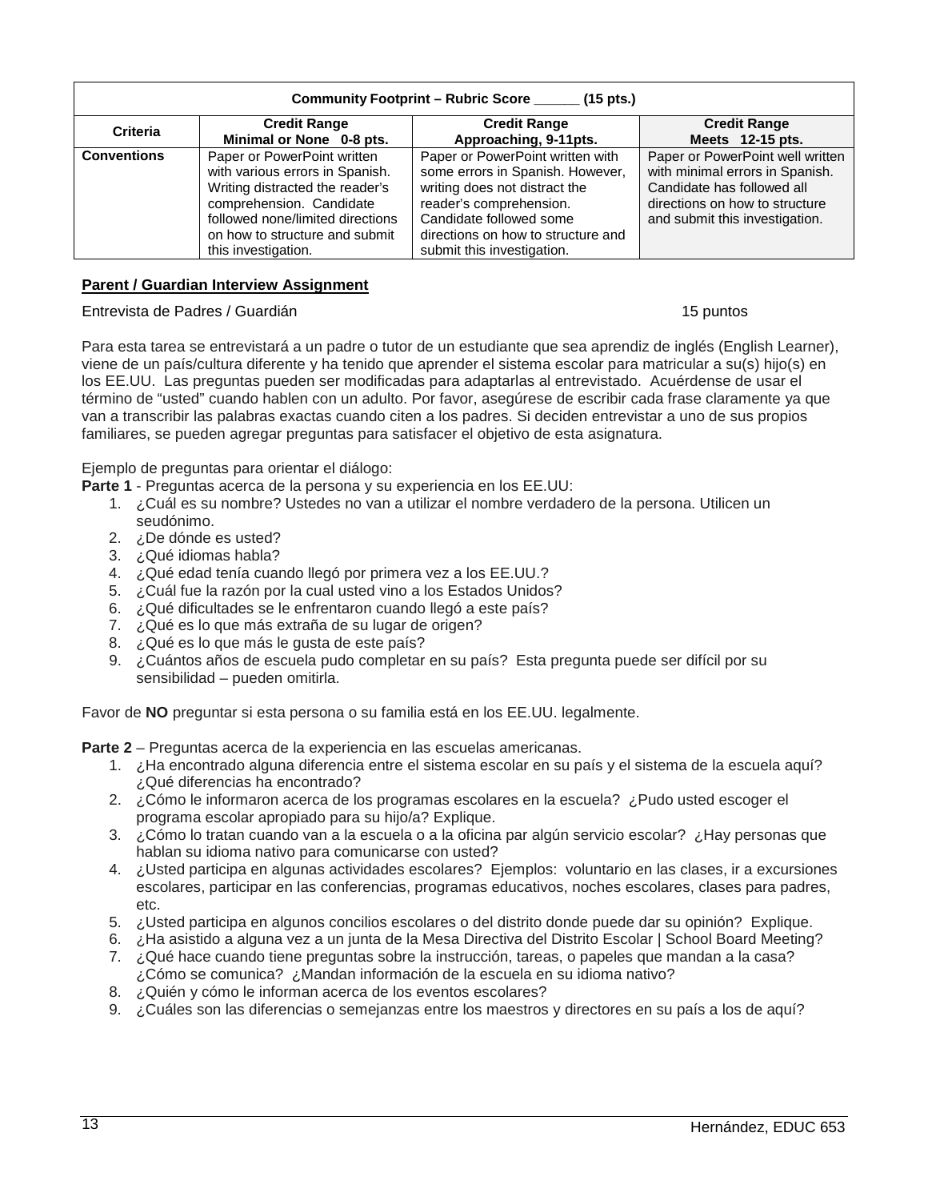| Community Footprint – Rubric Score ______ (15 pts.) | | | |
|---|---|---|---|
| **Criteria** | **Credit Range Minimal or None 0-8 pts.** | **Credit Range Approaching, 9-11pts.** | **Credit Range Meets 12-15 pts.** |
| **Conventions** | Paper or PowerPoint written with various errors in Spanish. Writing distracted the reader's comprehension. Candidate followed none/limited directions on how to structure and submit this investigation. | Paper or PowerPoint written with some errors in Spanish. However, writing does not distract the reader's comprehension. Candidate followed some directions on how to structure and submit this investigation. | Paper or PowerPoint well written with minimal errors in Spanish. Candidate has followed all directions on how to structure and submit this investigation. |

**Parent / Guardian Interview Assignment**

Entrevista de Padres / Guardián 15 puntos

Para esta tarea se entrevistará a un padre o tutor de un estudiante que sea aprendiz de inglés (English Learner), viene de un país/cultura diferente y ha tenido que aprender el sistema escolar para matricular a su(s) hijo(s) en los EE.UU. Las preguntas pueden ser modificadas para adaptarlas al entrevistado. Acuérdense de usar el término de "usted" cuando hablen con un adulto. Por favor, asegúrese de escribir cada frase claramente ya que van a transcribir las palabras exactas cuando citen a los padres. Si deciden entrevistar a uno de sus propios familiares, se pueden agregar preguntas para satisfacer el objetivo de esta asignatura.

Ejemplo de preguntas para orientar el diálogo:

**Parte 1** - Preguntas acerca de la persona y su experiencia en los EE.UU:

1. ¿Cuál es su nombre? Ustedes no van a utilizar el nombre verdadero de la persona. Utilicen un seudónimo.
2. ¿De dónde es usted?
3. ¿Qué idiomas habla?
4. ¿Qué edad tenía cuando llegó por primera vez a los EE.UU.?
5. ¿Cuál fue la razón por la cual usted vino a los Estados Unidos?
6. ¿Qué dificultades se le enfrentaron cuando llegó a este país?
7. ¿Qué es lo que más extraña de su lugar de origen?
8. ¿Qué es lo que más le gusta de este país?
9. ¿Cuántos años de escuela pudo completar en su país? Esta pregunta puede ser difícil por su sensibilidad – pueden omitirla.

Favor de **NO** preguntar si esta persona o su familia está en los EE.UU. legalmente.

**Parte 2** – Preguntas acerca de la experiencia en las escuelas americanas.

1. ¿Ha encontrado alguna diferencia entre el sistema escolar en su país y el sistema de la escuela aquí? ¿Qué diferencias ha encontrado?
2. ¿Cómo le informaron acerca de los programas escolares en la escuela? ¿Pudo usted escoger el programa escolar apropiado para su hijo/a? Explique.
3. ¿Cómo lo tratan cuando van a la escuela o a la oficina par algún servicio escolar? ¿Hay personas que hablan su idioma nativo para comunicarse con usted?
4. ¿Usted participa en algunas actividades escolares? Ejemplos: voluntario en las clases, ir a excursiones escolares, participar en las conferencias, programas educativos, noches escolares, clases para padres, etc.
5. ¿Usted participa en algunos concilios escolares o del distrito donde puede dar su opinión? Explique.
6. ¿Ha asistido a alguna vez a un junta de la Mesa Directiva del Distrito Escolar | School Board Meeting?
7. ¿Qué hace cuando tiene preguntas sobre la instrucción, tareas, o papeles que mandan a la casa? ¿Cómo se comunica? ¿Mandan información de la escuela en su idioma nativo?
8. ¿Quién y cómo le informan acerca de los eventos escolares?
9. ¿Cuáles son las diferencias o semejanzas entre los maestros y directores en su país a los de aquí?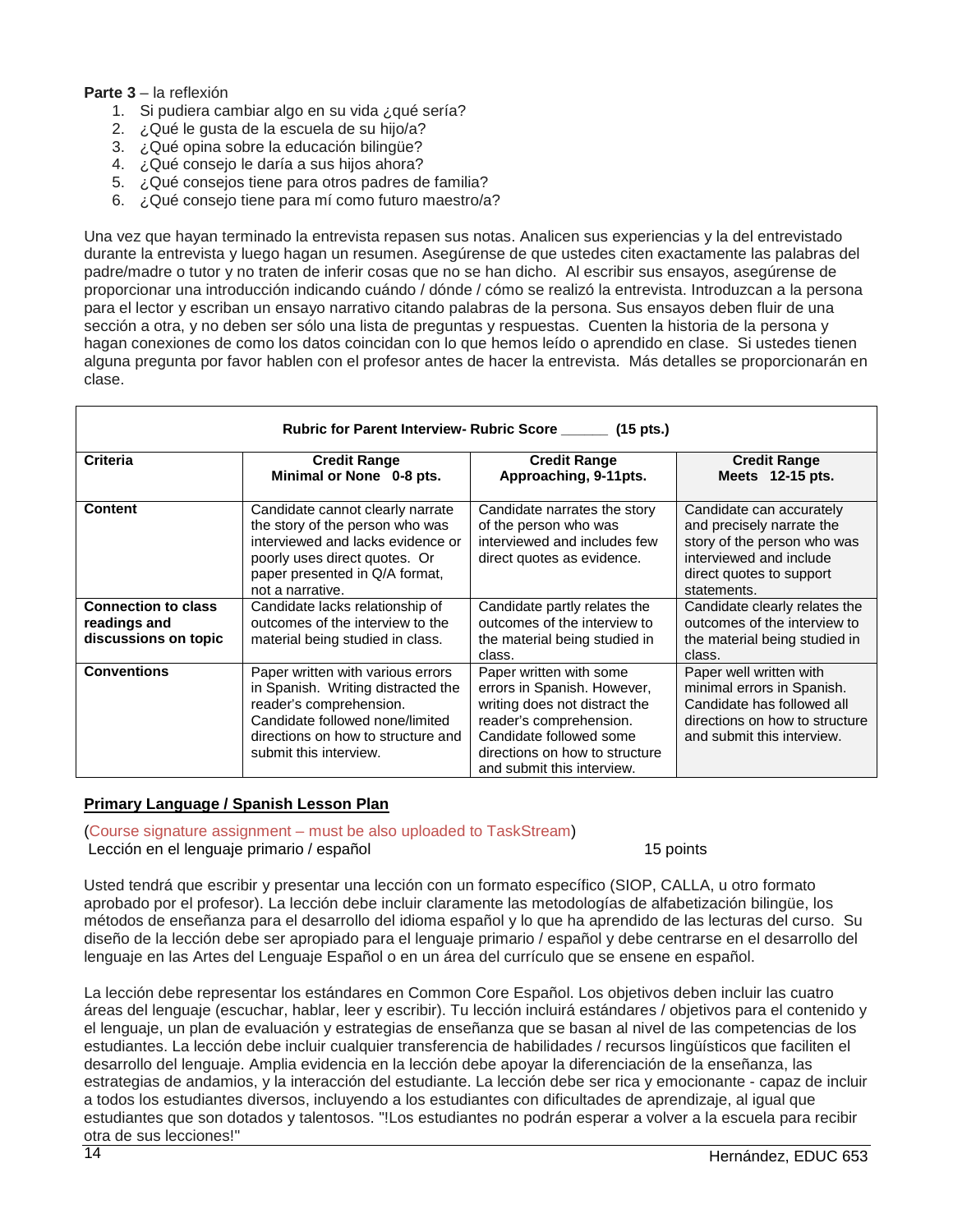**Parte 3** – la reflexión

1. Si pudiera cambiar algo en su vida ¿qué sería?
2. ¿Qué le gusta de la escuela de su hijo/a?
3. ¿Qué opina sobre la educación bilingüe?
4. ¿Qué consejo le daría a sus hijos ahora?
5. ¿Qué consejos tiene para otros padres de familia?
6. ¿Qué consejo tiene para mí como futuro maestro/a?

Una vez que hayan terminado la entrevista repasen sus notas. Analicen sus experiencias y la del entrevistado durante la entrevista y luego hagan un resumen. Asegúrense de que ustedes citen exactamente las palabras del padre/madre o tutor y no traten de inferir cosas que no se han dicho. Al escribir sus ensayos, asegúrense de proporcionar una introducción indicando cuándo / dónde / cómo se realizó la entrevista. Introduzcan a la persona para el lector y escriban un ensayo narrativo citando palabras de la persona. Sus ensayos deben fluir de una sección a otra, y no deben ser sólo una lista de preguntas y respuestas. Cuenten la historia de la persona y hagan conexiones de como los datos coincidan con lo que hemos leído o aprendido en clase. Si ustedes tienen alguna pregunta por favor hablen con el profesor antes de hacer la entrevista. Más detalles se proporcionarán en clase.

**Rubric for Parent Interview- Rubric Score ______ (15 pts.)**

| **Criteria** | **Credit Range Minimal or None 0-8 pts.** | **Credit Range Approaching, 9-11pts.** | **Credit Range Meets 12-15 pts.** |
|---|---|---|---|
| **Content** | Candidate cannot clearly narrate the story of the person who was interviewed and lacks evidence or poorly uses direct quotes. Or paper presented in Q/A format, not a narrative. | Candidate narrates the story of the person who was interviewed and includes few direct quotes as evidence. | Candidate can accurately and precisely narrate the story of the person who was interviewed and include direct quotes to support statements. |
| **Connection to class readings and discussions on topic** | Candidate lacks relationship of outcomes of the interview to the material being studied in class. | Candidate partly relates the outcomes of the interview to the material being studied in class. | Candidate clearly relates the outcomes of the interview to the material being studied in class. |
| **Conventions** | Paper written with various errors in Spanish. Writing distracted the reader's comprehension. Candidate followed none/limited directions on how to structure and submit this interview. | Paper written with some errors in Spanish. However, writing does not distract the reader's comprehension. Candidate followed some directions on how to structure and submit this interview. | Paper well written with minimal errors in Spanish. Candidate has followed all directions on how to structure and submit this interview. |

## Primary Language / Spanish Lesson Plan

(Course signature assignment – must be also uploaded to TaskStream)
Lección en el lenguaje primario / español 15 points

Usted tendrá que escribir y presentar una lección con un formato específico (SIOP, CALLA, u otro formato aprobado por el profesor). La lección debe incluir claramente las metodologías de alfabetización bilingüe, los métodos de enseñanza para el desarrollo del idioma español y lo que ha aprendido de las lecturas del curso. Su diseño de la lección debe ser apropiado para el lenguaje primario / español y debe centrarse en el desarrollo del lenguaje en las Artes del Lenguaje Español o en un área del currículo que se ensene en español.

La lección debe representar los estándares en Common Core Español. Los objetivos deben incluir las cuatro áreas del lenguaje (escuchar, hablar, leer y escribir). Tu lección incluirá estándares / objetivos para el contenido y el lenguaje, un plan de evaluación y estrategias de enseñanza que se basan al nivel de las competencias de los estudiantes. La lección debe incluir cualquier transferencia de habilidades / recursos lingüísticos que faciliten el desarrollo del lenguaje. Amplia evidencia en la lección debe apoyar la diferenciación de la enseñanza, las estrategias de andamios, y la interacción del estudiante. La lección debe ser rica y emocionante - capaz de incluir a todos los estudiantes diversos, incluyendo a los estudiantes con dificultades de aprendizaje, al igual que estudiantes que son dotados y talentosos. "!Los estudiantes no podrán esperar a volver a la escuela para recibir otra de sus lecciones!"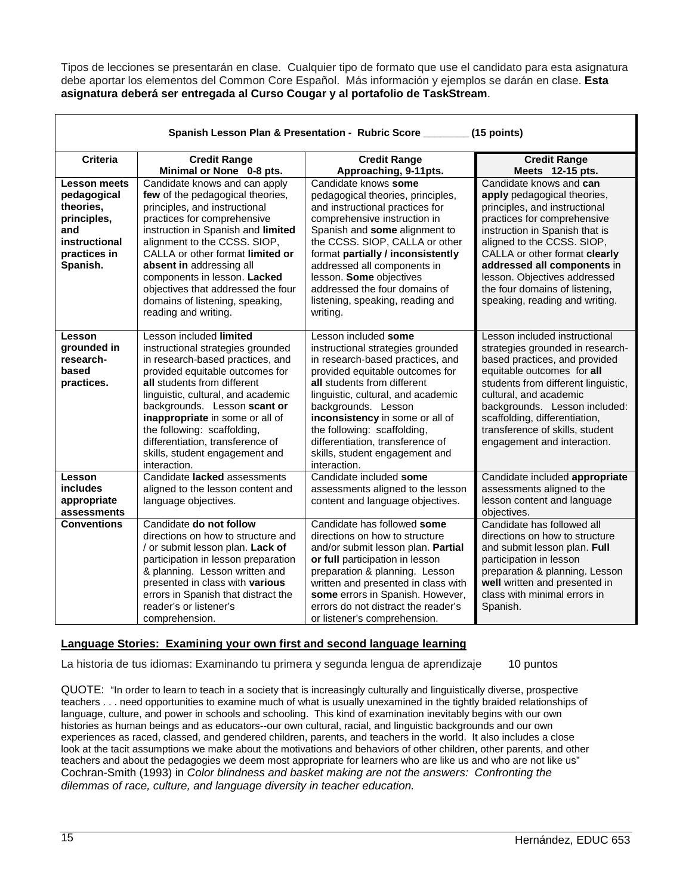Tipos de lecciones se presentarán en clase. Cualquier tipo de formato que use el candidato para esta asignatura debe aportar los elementos del Common Core Español. Más información y ejemplos se darán en clase. **Esta asignatura deberá ser entregada al Curso Cougar y al portafolio de TaskStream**.

| **Spanish Lesson Plan & Presentation - Rubric Score ________ (15 points)** | | | |
|---|---|---|---|
| **Criteria** | **Credit Range Minimal or None 0-8 pts.** | **Credit Range Approaching, 9-11pts.** | **Credit Range Meets 12-15 pts.** |
| **Lesson meets pedagogical theories, principles, and instructional practices in Spanish.** | Candidate knows and can apply **few** of the pedagogical theories, principles, and instructional practices for comprehensive instruction in Spanish and **limited** alignment to the CCSS. SIOP, CALLA or other format **limited or absent in** addressing all components in lesson. **Lacked** objectives that addressed the four domains of listening, speaking, reading and writing. | Candidate knows **some** pedagogical theories, principles, and instructional practices for comprehensive instruction in Spanish and **some** alignment to the CCSS. SIOP, CALLA or other format **partially / inconsistently** addressed all components in lesson. **Some** objectives addressed the four domains of listening, speaking, reading and writing. | Candidate knows and **can apply** pedagogical theories, principles, and instructional practices for comprehensive instruction in Spanish that is aligned to the CCSS. SIOP, CALLA or other format **clearly addressed all components** in lesson. Objectives addressed the four domains of listening, speaking, reading and writing. |
| **Lesson grounded in research-based practices.** | Lesson included **limited** instructional strategies grounded in research-based practices, and provided equitable outcomes for **all** students from different linguistic, cultural, and academic backgrounds. Lesson **scant or inappropriate** in some or all of the following: scaffolding, differentiation, transference of skills, student engagement and interaction. | Lesson included **some** instructional strategies grounded in research-based practices, and provided equitable outcomes for **all** students from different linguistic, cultural, and academic backgrounds. Lesson **inconsistency** in some or all of the following: scaffolding, differentiation, transference of skills, student engagement and interaction. | Lesson included instructional strategies grounded in research-based practices, and provided equitable outcomes for **all** students from different linguistic, cultural, and academic backgrounds. Lesson included: scaffolding, differentiation, transference of skills, student engagement and interaction. |
| **Lesson includes appropriate assessments** | Candidate **lacked** assessments aligned to the lesson content and language objectives. | Candidate included **some** assessments aligned to the lesson content and language objectives. | Candidate included **appropriate** assessments aligned to the lesson content and language objectives. |
| **Conventions** | Candidate **do not follow** directions on how to structure and / or submit lesson plan. **Lack of** participation in lesson preparation & planning. Lesson written and presented in class with **various** errors in Spanish that distract the reader's or listener's comprehension. | Candidate has followed **some** directions on how to structure and/or submit lesson plan. **Partial or full** participation in lesson preparation & planning. Lesson written and presented in class with **some** errors in Spanish. However, errors do not distract the reader's or listener's comprehension. | Candidate has followed all directions on how to structure and submit lesson plan. **Full** participation in lesson preparation & planning. Lesson **well** written and presented in class with minimal errors in Spanish. |

**Language Stories: Examining your own first and second language learning**

La historia de tus idiomas: Examinando tu primera y segunda lengua de aprendizaje 10 puntos

QUOTE: "In order to learn to teach in a society that is increasingly culturally and linguistically diverse, prospective teachers . . . need opportunities to examine much of what is usually unexamined in the tightly braided relationships of language, culture, and power in schools and schooling. This kind of examination inevitably begins with our own histories as human beings and as educators--our own cultural, racial, and linguistic backgrounds and our own experiences as raced, classed, and gendered children, parents, and teachers in the world. It also includes a close look at the tacit assumptions we make about the motivations and behaviors of other children, other parents, and other teachers and about the pedagogies we deem most appropriate for learners who are like us and who are not like us" Cochran-Smith (1993) in *Color blindness and basket making are not the answers: Confronting the dilemmas of race, culture, and language diversity in teacher education.*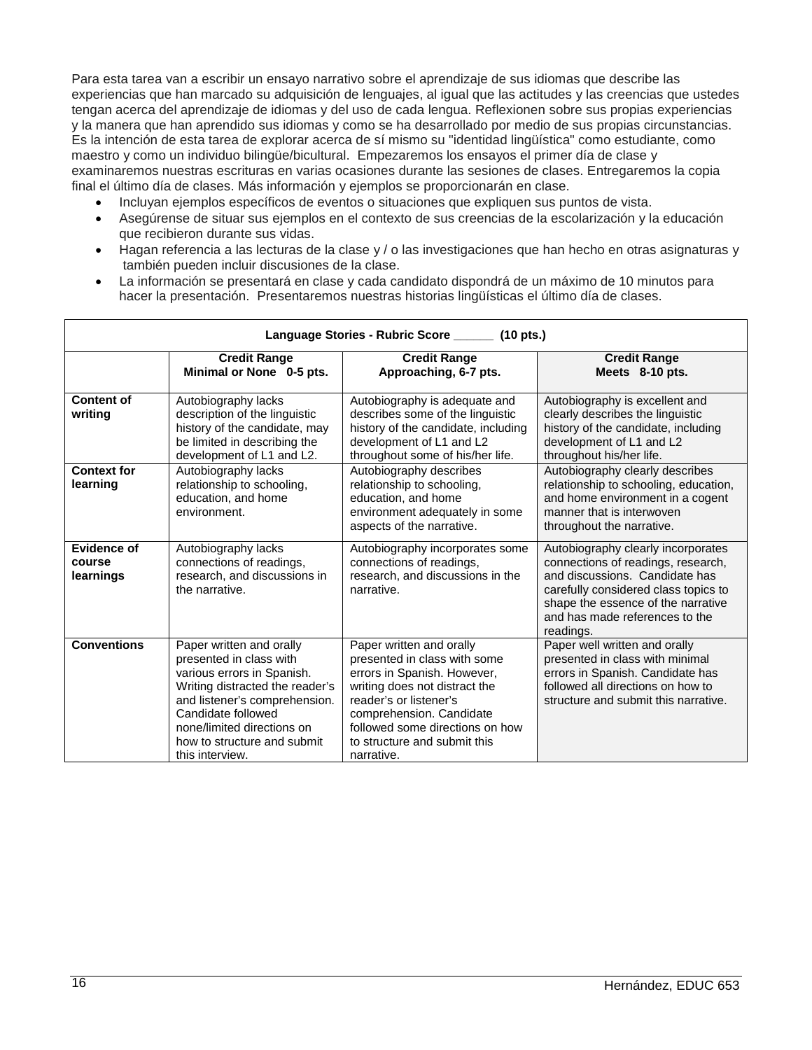Para esta tarea van a escribir un ensayo narrativo sobre el aprendizaje de sus idiomas que describe las experiencias que han marcado su adquisición de lenguajes, al igual que las actitudes y las creencias que ustedes tengan acerca del aprendizaje de idiomas y del uso de cada lengua. Reflexionen sobre sus propias experiencias y la manera que han aprendido sus idiomas y como se ha desarrollado por medio de sus propias circunstancias. Es la intención de esta tarea de explorar acerca de sí mismo su "identidad lingüística" como estudiante, como maestro y como un individuo bilingüe/bicultural. Empezaremos los ensayos el primer día de clase y examinaremos nuestras escrituras en varias ocasiones durante las sesiones de clases. Entregaremos la copia final el último día de clases. Más información y ejemplos se proporcionarán en clase.

- Incluyan ejemplos específicos de eventos o situaciones que expliquen sus puntos de vista.
- Asegúrense de situar sus ejemplos en el contexto de sus creencias de la escolarización y la educación que recibieron durante sus vidas.
- Hagan referencia a las lecturas de la clase y / o las investigaciones que han hecho en otras asignaturas y también pueden incluir discusiones de la clase.
- La información se presentará en clase y cada candidato dispondrá de un máximo de 10 minutos para hacer la presentación. Presentaremos nuestras historias lingüísticas el último día de clases.

| **Language Stories - Rubric Score ______ (10 pts.)** | | | |
|---|---|---|---|
| | **Credit Range Minimal or None 0-5 pts.** | **Credit Range Approaching, 6-7 pts.** | **Credit Range Meets 8-10 pts.** |
| **Content of writing** | Autobiography lacks description of the linguistic history of the candidate, may be limited in describing the development of L1 and L2. | Autobiography is adequate and describes some of the linguistic history of the candidate, including development of L1 and L2 throughout some of his/her life. | Autobiography is excellent and clearly describes the linguistic history of the candidate, including development of L1 and L2 throughout his/her life. |
| **Context for learning** | Autobiography lacks relationship to schooling, education, and home environment. | Autobiography describes relationship to schooling, education, and home environment adequately in some aspects of the narrative. | Autobiography clearly describes relationship to schooling, education, and home environment in a cogent manner that is interwoven throughout the narrative. |
| **Evidence of course learnings** | Autobiography lacks connections of readings, research, and discussions in the narrative. | Autobiography incorporates some connections of readings, research, and discussions in the narrative. | Autobiography clearly incorporates connections of readings, research, and discussions. Candidate has carefully considered class topics to shape the essence of the narrative and has made references to the readings. |
| **Conventions** | Paper written and orally presented in class with various errors in Spanish. Writing distracted the reader's and listener's comprehension. Candidate followed none/limited directions on how to structure and submit this interview. | Paper written and orally presented in class with some errors in Spanish. However, writing does not distract the reader's or listener's comprehension. Candidate followed some directions on how to structure and submit this narrative. | Paper well written and orally presented in class with minimal errors in Spanish. Candidate has followed all directions on how to structure and submit this narrative. |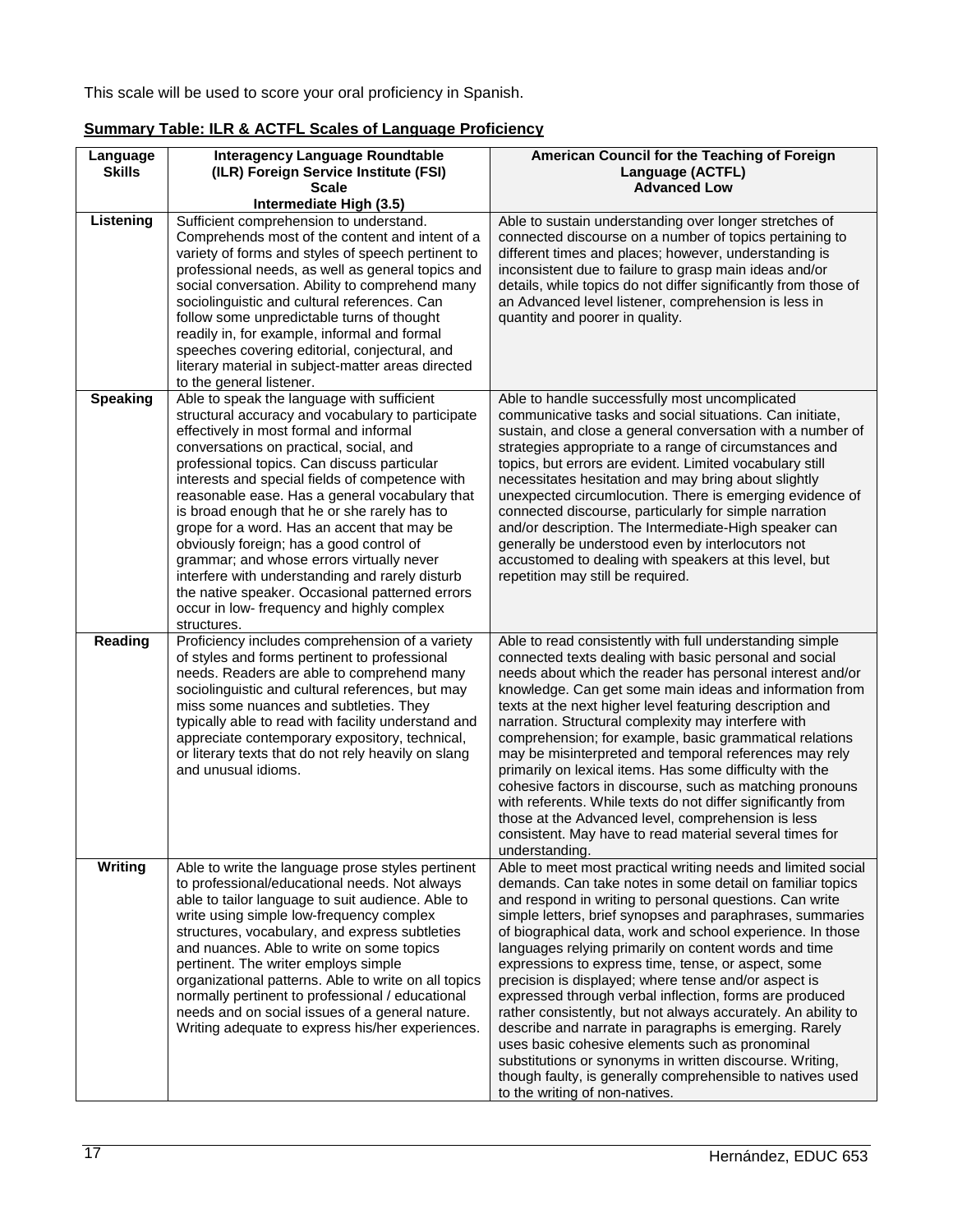This scale will be used to score your oral proficiency in Spanish.

**Summary Table: ILR & ACTFL Scales of Language Proficiency**

| Language Skills | Interagency Language Roundtable (ILR) Foreign Service Institute (FSI) Scale Intermediate High (3.5) | American Council for the Teaching of Foreign Language (ACTFL) Advanced Low |
|---|---|---|
| **Listening** | Sufficient comprehension to understand. Comprehends most of the content and intent of a variety of forms and styles of speech pertinent to professional needs, as well as general topics and social conversation. Ability to comprehend many sociolinguistic and cultural references. Can follow some unpredictable turns of thought readily in, for example, informal and formal speeches covering editorial, conjectural, and literary material in subject-matter areas directed to the general listener. | Able to sustain understanding over longer stretches of connected discourse on a number of topics pertaining to different times and places; however, understanding is inconsistent due to failure to grasp main ideas and/or details, while topics do not differ significantly from those of an Advanced level listener, comprehension is less in quantity and poorer in quality. |
| **Speaking** | Able to speak the language with sufficient structural accuracy and vocabulary to participate effectively in most formal and informal conversations on practical, social, and professional topics. Can discuss particular interests and special fields of competence with reasonable ease. Has a general vocabulary that is broad enough that he or she rarely has to grope for a word. Has an accent that may be obviously foreign; has a good control of grammar; and whose errors virtually never interfere with understanding and rarely disturb the native speaker. Occasional patterned errors occur in low- frequency and highly complex structures. | Able to handle successfully most uncomplicated communicative tasks and social situations. Can initiate, sustain, and close a general conversation with a number of strategies appropriate to a range of circumstances and topics, but errors are evident. Limited vocabulary still necessitates hesitation and may bring about slightly unexpected circumlocution. There is emerging evidence of connected discourse, particularly for simple narration and/or description. The Intermediate-High speaker can generally be understood even by interlocutors not accustomed to dealing with speakers at this level, but repetition may still be required. |
| **Reading** | Proficiency includes comprehension of a variety of styles and forms pertinent to professional needs. Readers are able to comprehend many sociolinguistic and cultural references, but may miss some nuances and subtleties. They typically able to read with facility understand and appreciate contemporary expository, technical, or literary texts that do not rely heavily on slang and unusual idioms. | Able to read consistently with full understanding simple connected texts dealing with basic personal and social needs about which the reader has personal interest and/or knowledge. Can get some main ideas and information from texts at the next higher level featuring description and narration. Structural complexity may interfere with comprehension; for example, basic grammatical relations may be misinterpreted and temporal references may rely primarily on lexical items. Has some difficulty with the cohesive factors in discourse, such as matching pronouns with referents. While texts do not differ significantly from those at the Advanced level, comprehension is less consistent. May have to read material several times for understanding. |
| **Writing** | Able to write the language prose styles pertinent to professional/educational needs. Not always able to tailor language to suit audience. Able to write using simple low-frequency complex structures, vocabulary, and express subtleties and nuances. Able to write on some topics pertinent. The writer employs simple organizational patterns. Able to write on all topics normally pertinent to professional / educational needs and on social issues of a general nature. Writing adequate to express his/her experiences. | Able to meet most practical writing needs and limited social demands. Can take notes in some detail on familiar topics and respond in writing to personal questions. Can write simple letters, brief synopses and paraphrases, summaries of biographical data, work and school experience. In those languages relying primarily on content words and time expressions to express time, tense, or aspect, some precision is displayed; where tense and/or aspect is expressed through verbal inflection, forms are produced rather consistently, but not always accurately. An ability to describe and narrate in paragraphs is emerging. Rarely uses basic cohesive elements such as pronominal substitutions or synonyms in written discourse. Writing, though faulty, is generally comprehensible to natives used to the writing of non-natives. |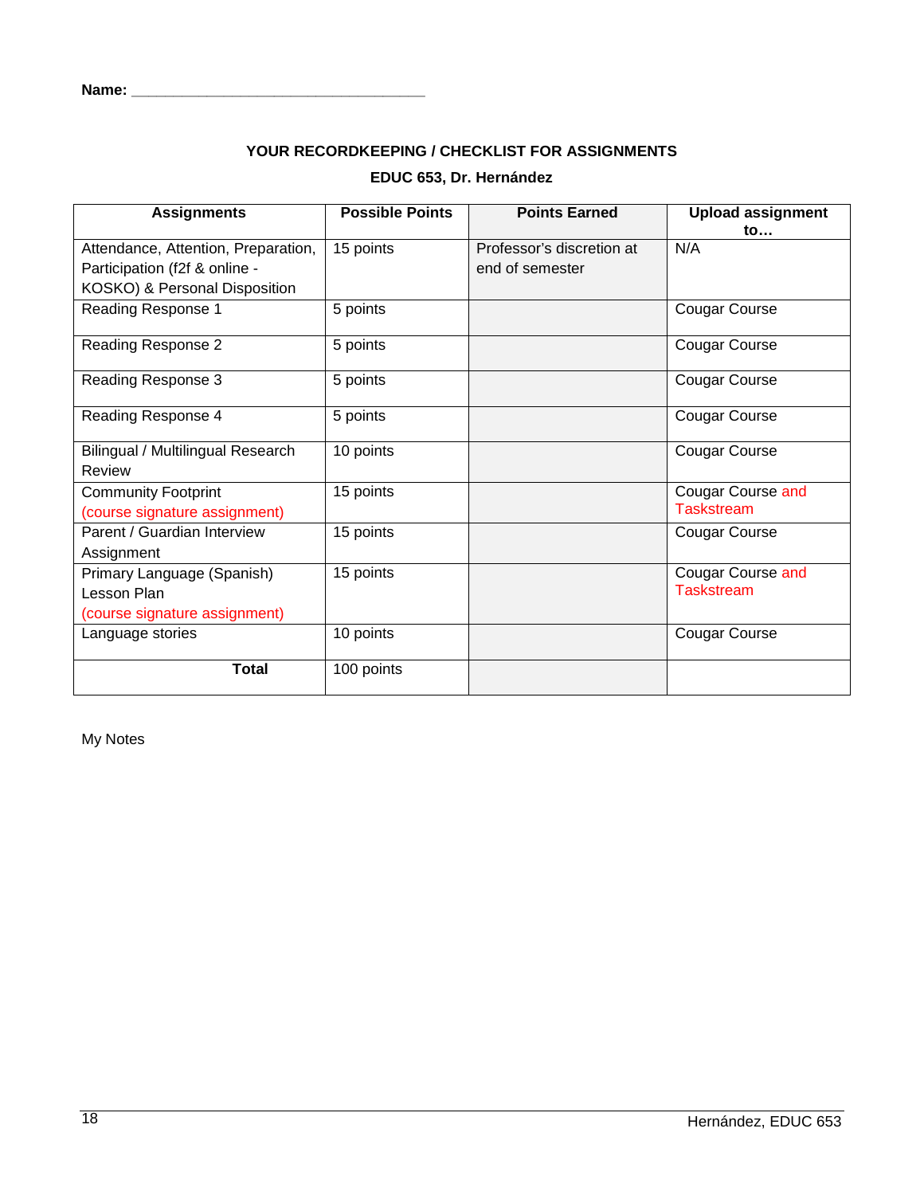Name: ___________________________________

## YOUR RECORDKEEPING / CHECKLIST FOR ASSIGNMENTS

### EDUC 653, Dr. Hernández

| Assignments | Possible Points | Points Earned | Upload assignment to… |
|---|---|---|---|
| Attendance, Attention, Preparation, Participation (f2f & online - KOSKO) & Personal Disposition | 15 points | Professor's discretion at end of semester | N/A |
| Reading Response 1 | 5 points | | Cougar Course |
| Reading Response 2 | 5 points | | Cougar Course |
| Reading Response 3 | 5 points | | Cougar Course |
| Reading Response 4 | 5 points | | Cougar Course |
| Bilingual / Multilingual Research Review | 10 points | | Cougar Course |
| Community Footprint (course signature assignment) | 15 points | | Cougar Course and Taskstream |
| Parent / Guardian Interview Assignment | 15 points | | Cougar Course |
| Primary Language (Spanish) Lesson Plan (course signature assignment) | 15 points | | Cougar Course and Taskstream |
| Language stories | 10 points | | Cougar Course |
| **Total** | 100 points | | |

My Notes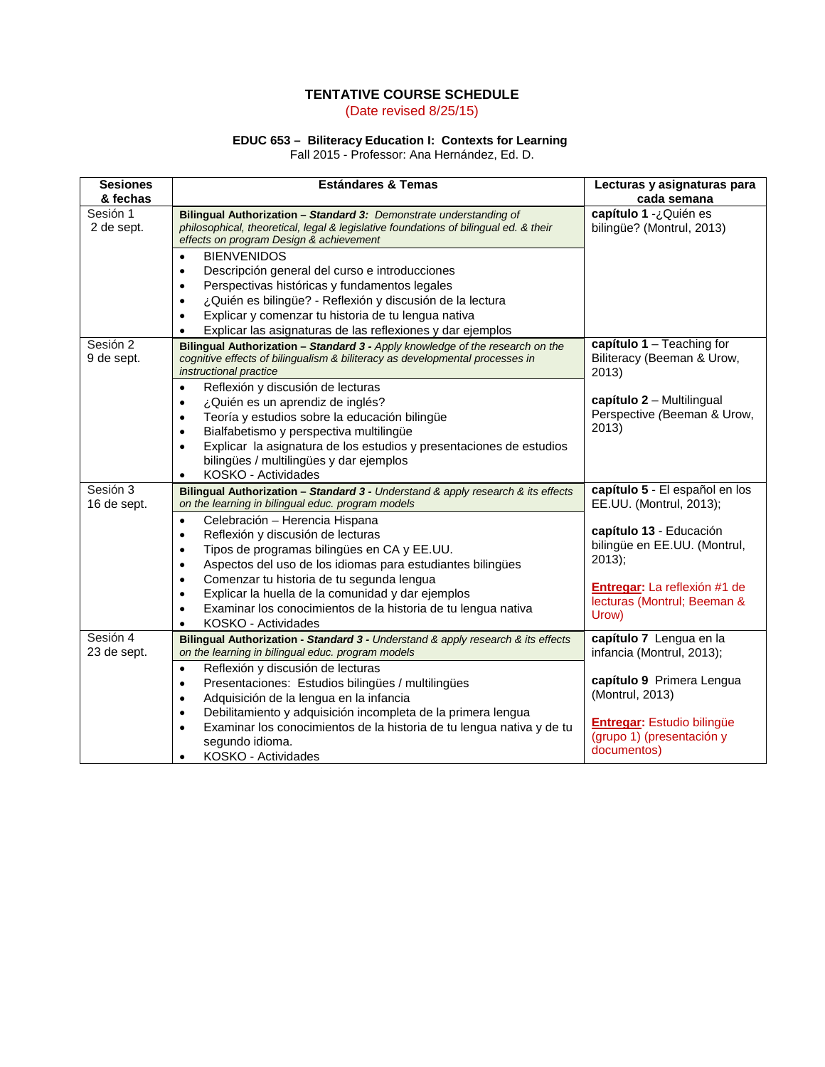# TENTATIVE COURSE SCHEDULE

(Date revised 8/25/15)

### EDUC 653 – Biliteracy Education I: Contexts for Learning

Fall 2015 - Professor: Ana Hernández, Ed. D.

| Sesiones & fechas | Estándares & Temas | Lecturas y asignaturas para cada semana |
|---|---|---|
| Sesión 1<br>2 de sept. | **Bilingual Authorization – *Standard 3:*** *Demonstrate understanding of philosophical, theoretical, legal & legislative foundations of bilingual ed. & their effects on program Design & achievement*<br>• BIENVENIDOS<br>• Descripción general del curso e introducciones<br>• Perspectivas históricas y fundamentos legales<br>• ¿Quién es bilingüe? - Reflexión y discusión de la lectura<br>• Explicar y comenzar tu historia de tu lengua nativa<br>• Explicar las asignaturas de las reflexiones y dar ejemplos | **capítulo 1** -¿Quién es bilingüe? (Montrul, 2013) |
| Sesión 2<br>9 de sept. | **Bilingual Authorization – *Standard 3*** - *Apply knowledge of the research on the cognitive effects of bilingualism & biliteracy as developmental processes in instructional practice*<br>• Reflexión y discusión de lecturas<br>• ¿Quién es un aprendiz de inglés?<br>• Teoría y estudios sobre la educación bilingüe<br>• Bialfabetismo y perspectiva multilingüe<br>• Explicar la asignatura de los estudios y presentaciones de estudios bilingües / multilingües y dar ejemplos<br>• KOSKO - Actividades | **capítulo 1** – Teaching for Biliteracy (Beeman & Urow, 2013)<br><br>**capítulo 2** – Multilingual Perspective *(*Beeman & Urow, 2013) |
| Sesión 3<br>16 de sept. | **Bilingual Authorization – *Standard 3*** - *Understand & apply research & its effects on the learning in bilingual educ. program models*<br>• Celebración – Herencia Hispana<br>• Reflexión y discusión de lecturas<br>• Tipos de programas bilingües en CA y EE.UU.<br>• Aspectos del uso de los idiomas para estudiantes bilingües<br>• Comenzar tu historia de tu segunda lengua<br>• Explicar la huella de la comunidad y dar ejemplos<br>• Examinar los conocimientos de la historia de tu lengua nativa<br>• KOSKO - Actividades | **capítulo 5** - El español en los EE.UU. (Montrul, 2013);<br><br>**capítulo 13** - Educación bilingüe en EE.UU. (Montrul, 2013);<br><br>**Entregar:** La reflexión #1 de lecturas (Montrul; Beeman & Urow) |
| Sesión 4<br>23 de sept. | **Bilingual Authorization - *Standard 3*** - *Understand & apply research & its effects on the learning in bilingual educ. program models*<br>• Reflexión y discusión de lecturas<br>• Presentaciones: Estudios bilingües / multilingües<br>• Adquisición de la lengua en la infancia<br>• Debilitamiento y adquisición incompleta de la primera lengua<br>• Examinar los conocimientos de la historia de tu lengua nativa y de tu segundo idioma.<br>• KOSKO - Actividades | **capítulo 7** Lengua en la infancia (Montrul, 2013);<br><br>**capítulo 9** Primera Lengua (Montrul, 2013)<br><br>**Entregar:** Estudio bilingüe (grupo 1) (presentación y documentos) |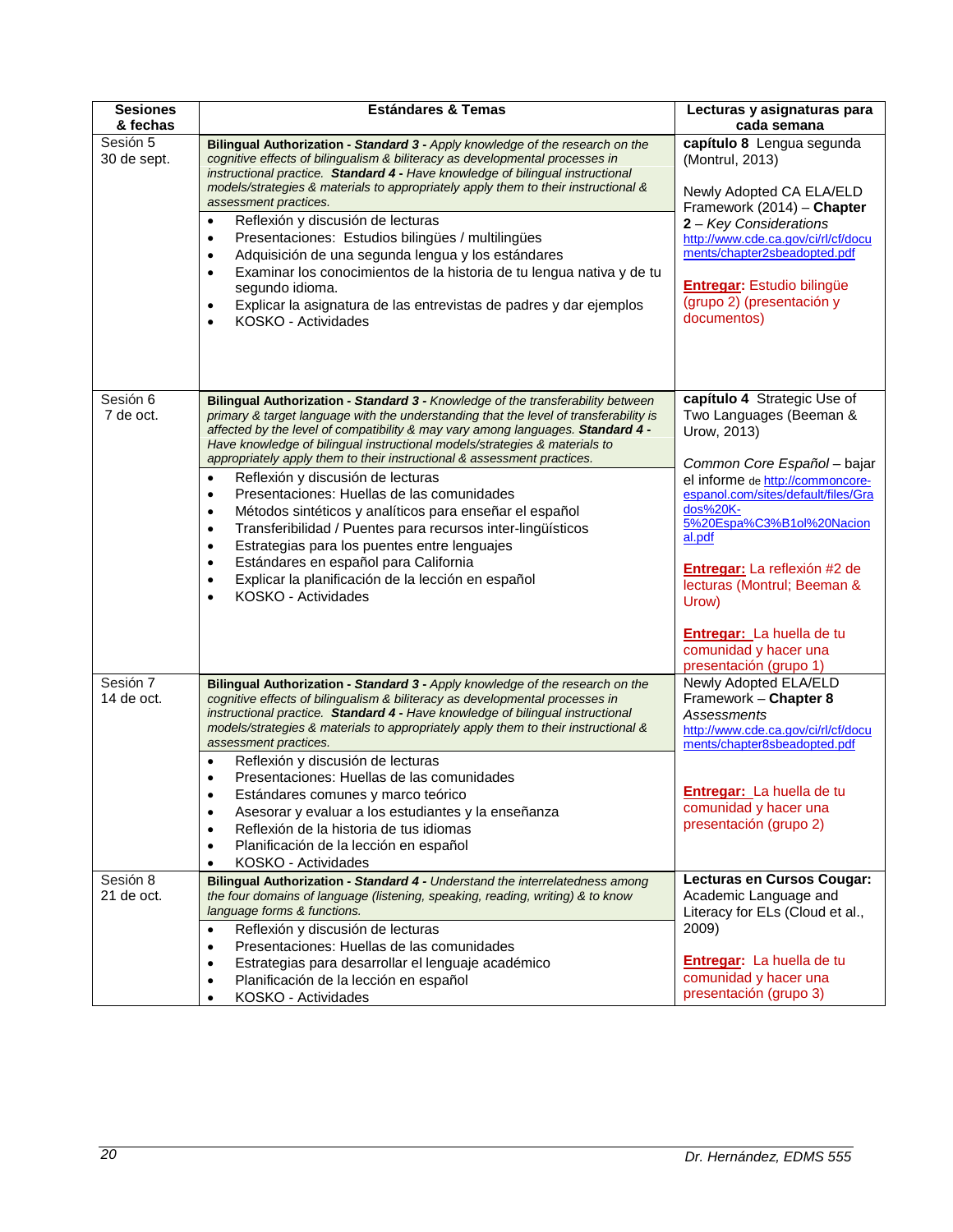| Sesiones & fechas | Estándares & Temas | Lecturas y asignaturas para cada semana |
|---|---|---|
| Sesión 5<br>30 de sept. | **Bilingual Authorization - *Standard 3 -*** *Apply knowledge of the research on the cognitive effects of bilingualism & biliteracy as developmental processes in instructional practice.* ***Standard 4 -*** *Have knowledge of bilingual instructional models/strategies & materials to appropriately apply them to their instructional & assessment practices.*<br><br>• Reflexión y discusión de lecturas<br>• Presentaciones: Estudios bilingües / multilingües<br>• Adquisición de una segunda lengua y los estándares<br>• Examinar los conocimientos de la historia de tu lengua nativa y de tu segundo idioma.<br>• Explicar la asignatura de las entrevistas de padres y dar ejemplos<br>• KOSKO - Actividades | **capítulo 8** Lengua segunda (Montrul, 2013)<br><br>Newly Adopted CA ELA/ELD Framework (2014) – **Chapter 2** – *Key Considerations* http://www.cde.ca.gov/ci/rl/cf/documents/chapter2sbeadopted.pdf<br><br>**Entregar:** Estudio bilingüe (grupo 2) (presentación y documentos) |
| Sesión 6<br>7 de oct. | **Bilingual Authorization - *Standard 3 -*** *Knowledge of the transferability between primary & target language with the understanding that the level of transferability is affected by the level of compatibility & may vary among languages.* ***Standard 4 -*** *Have knowledge of bilingual instructional models/strategies & materials to appropriately apply them to their instructional & assessment practices.*<br><br>• Reflexión y discusión de lecturas<br>• Presentaciones: Huellas de las comunidades<br>• Métodos sintéticos y analíticos para enseñar el español<br>• Transferibilidad / Puentes para recursos inter-lingüísticos<br>• Estrategias para los puentes entre lenguajes<br>• Estándares en español para California<br>• Explicar la planificación de la lección en español<br>• KOSKO - Actividades | **capítulo 4** Strategic Use of Two Languages (Beeman & Urow, 2013)<br><br>*Common Core Español* – bajar el informe de http://commoncore-espanol.com/sites/default/files/Grados%20K-5%20Espa%C3%B1ol%20Nacional.pdf<br><br>**Entregar:** La reflexión #2 de lecturas (Montrul; Beeman & Urow)<br><br>**Entregar:** La huella de tu comunidad y hacer una presentación (grupo 1) |
| Sesión 7<br>14 de oct. | **Bilingual Authorization - *Standard 3 -*** *Apply knowledge of the research on the cognitive effects of bilingualism & biliteracy as developmental processes in instructional practice.* ***Standard 4 -*** *Have knowledge of bilingual instructional models/strategies & materials to appropriately apply them to their instructional & assessment practices.*<br><br>• Reflexión y discusión de lecturas<br>• Presentaciones: Huellas de las comunidades<br>• Estándares comunes y marco teórico<br>• Asesorar y evaluar a los estudiantes y la enseñanza<br>• Reflexión de la historia de tus idiomas<br>• Planificación de la lección en español<br>• KOSKO - Actividades | Newly Adopted ELA/ELD Framework – **Chapter 8** *Assessments* http://www.cde.ca.gov/ci/rl/cf/documents/chapter8sbeadopted.pdf<br><br>**Entregar:** La huella de tu comunidad y hacer una presentación (grupo 2) |
| Sesión 8<br>21 de oct. | **Bilingual Authorization - *Standard 4 -*** *Understand the interrelatedness among the four domains of language (listening, speaking, reading, writing) & to know language forms & functions.*<br><br>• Reflexión y discusión de lecturas<br>• Presentaciones: Huellas de las comunidades<br>• Estrategias para desarrollar el lenguaje académico<br>• Planificación de la lección en español<br>• KOSKO - Actividades | **Lecturas en Cursos Cougar:** Academic Language and Literacy for ELs (Cloud et al., 2009)<br><br>**Entregar:** La huella de tu comunidad y hacer una presentación (grupo 3) |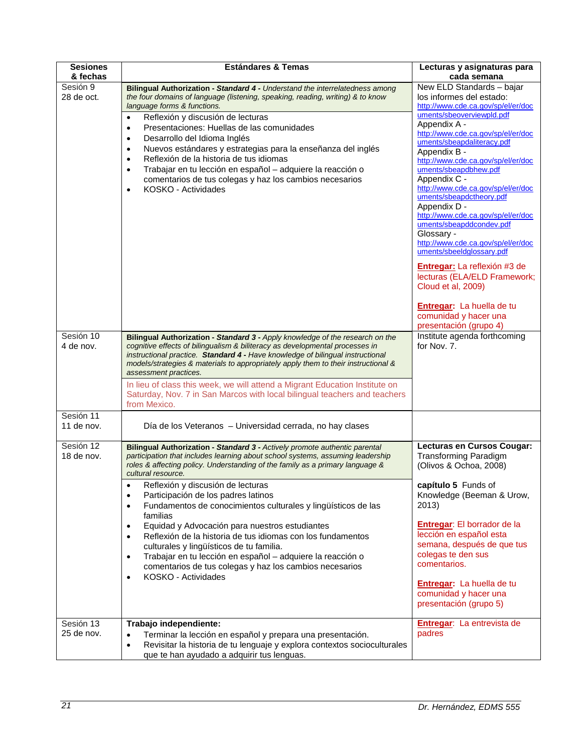| Sesiones & fechas | Estándares & Temas | Lecturas y asignaturas para cada semana |
|---|---|---|
| Sesión 9<br>28 de oct. | **Bilingual Authorization - *Standard 4* -** *Understand the interrelatedness among the four domains of language (listening, speaking, reading, writing) & to know language forms & functions.*<br>• Reflexión y discusión de lecturas<br>• Presentaciones: Huellas de las comunidades<br>• Desarrollo del Idioma Inglés<br>• Nuevos estándares y estrategias para la enseñanza del inglés<br>• Reflexión de la historia de tus idiomas<br>• Trabajar en tu lección en español – adquiere la reacción o comentarios de tus colegas y haz los cambios necesarios<br>• KOSKO - Actividades | New ELD Standards – bajar los informes del estado: http://www.cde.ca.gov/sp/el/er/documents/sbeoverviewpld.pdf<br>Appendix A - http://www.cde.ca.gov/sp/el/er/documents/sbeapdaliteracy.pdf<br>Appendix B - http://www.cde.ca.gov/sp/el/er/documents/sbeapdbhew.pdf<br>Appendix C - http://www.cde.ca.gov/sp/el/er/documents/sbeapdctheory.pdf<br>Appendix D - http://www.cde.ca.gov/sp/el/er/documents/sbeapddcondev.pdf<br>Glossary - http://www.cde.ca.gov/sp/el/er/documents/sbeeldglossary.pdf<br><br>**Entregar:** La reflexión #3 de lecturas (ELA/ELD Framework; Cloud et al, 2009)<br><br>**Entregar:** La huella de tu comunidad y hacer una presentación (grupo 4) |
| Sesión 10<br>4 de nov. | **Bilingual Authorization - *Standard 3* -** *Apply knowledge of the research on the cognitive effects of bilingualism & biliteracy as developmental processes in instructional practice.* ***Standard 4* -** *Have knowledge of bilingual instructional models/strategies & materials to appropriately apply them to their instructional & assessment practices.*<br>In lieu of class this week, we will attend a Migrant Education Institute on Saturday, Nov. 7 in San Marcos with local bilingual teachers and teachers from Mexico. | Institute agenda forthcoming for Nov. 7. |
| Sesión 11<br>11 de nov. | Día de los Veteranos – Universidad cerrada, no hay clases | |
| Sesión 12<br>18 de nov. | **Bilingual Authorization - *Standard 3* -** *Actively promote authentic parental participation that includes learning about school systems, assuming leadership roles & affecting policy. Understanding of the family as a primary language & cultural resource.*<br>• Reflexión y discusión de lecturas<br>• Participación de los padres latinos<br>• Fundamentos de conocimientos culturales y lingüísticos de las familias<br>• Equidad y Advocación para nuestros estudiantes<br>• Reflexión de la historia de tus idiomas con los fundamentos culturales y lingüísticos de tu familia.<br>• Trabajar en tu lección en español – adquiere la reacción o comentarios de tus colegas y haz los cambios necesarios<br>• KOSKO - Actividades | **Lecturas en Cursos Cougar:** Transforming Paradigm (Olivos & Ochoa, 2008)<br><br>**capítulo 5** Funds of Knowledge (Beeman & Urow, 2013)<br><br>**Entregar**: El borrador de la lección en español esta semana, después de que tus colegas te den sus comentarios.<br><br>**Entregar:** La huella de tu comunidad y hacer una presentación (grupo 5) |
| Sesión 13<br>25 de nov. | **Trabajo independiente:**<br>• Terminar la lección en español y prepara una presentación.<br>• Revisitar la historia de tu lenguaje y explora contextos socioculturales que te han ayudado a adquirir tus lenguas. | **Entregar**: La entrevista de padres |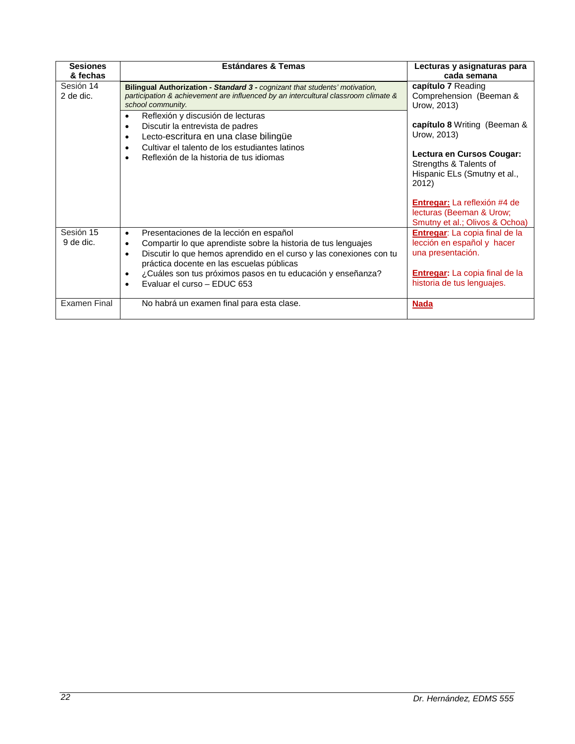| Sesiones & fechas | Estándares & Temas | Lecturas y asignaturas para cada semana |
|---|---|---|
| Sesión 14<br>2 de dic. | **Bilingual Authorization - *Standard 3 -*** *cognizant that students' motivation, participation & achievement are influenced by an intercultural classroom climate & school community.*<br>• Reflexión y discusión de lecturas<br>• Discutir la entrevista de padres<br>• Lecto-escritura en una clase bilingüe<br>• Cultivar el talento de los estudiantes latinos<br>• Reflexión de la historia de tus idiomas | **capítulo 7** Reading Comprehension (Beeman & Urow, 2013)<br><br>**capítulo 8** Writing (Beeman & Urow, 2013)<br><br>**Lectura en Cursos Cougar:** Strengths & Talents of Hispanic ELs (Smutny et al., 2012)<br><br>**Entregar:** La reflexión #4 de lecturas (Beeman & Urow; Smutny et al.; Olivos & Ochoa) |
| Sesión 15<br>9 de dic. | • Presentaciones de la lección en español<br>• Compartir lo que aprendiste sobre la historia de tus lenguajes<br>• Discutir lo que hemos aprendido en el curso y las conexiones con tu práctica docente en las escuelas públicas<br>• ¿Cuáles son tus próximos pasos en tu educación y enseñanza?<br>• Evaluar el curso – EDUC 653 | **Entregar**: La copia final de la lección en español y hacer una presentación.<br><br>**Entregar:** La copia final de la historia de tus lenguajes. |
| Examen Final | No habrá un examen final para esta clase. | **Nada** |